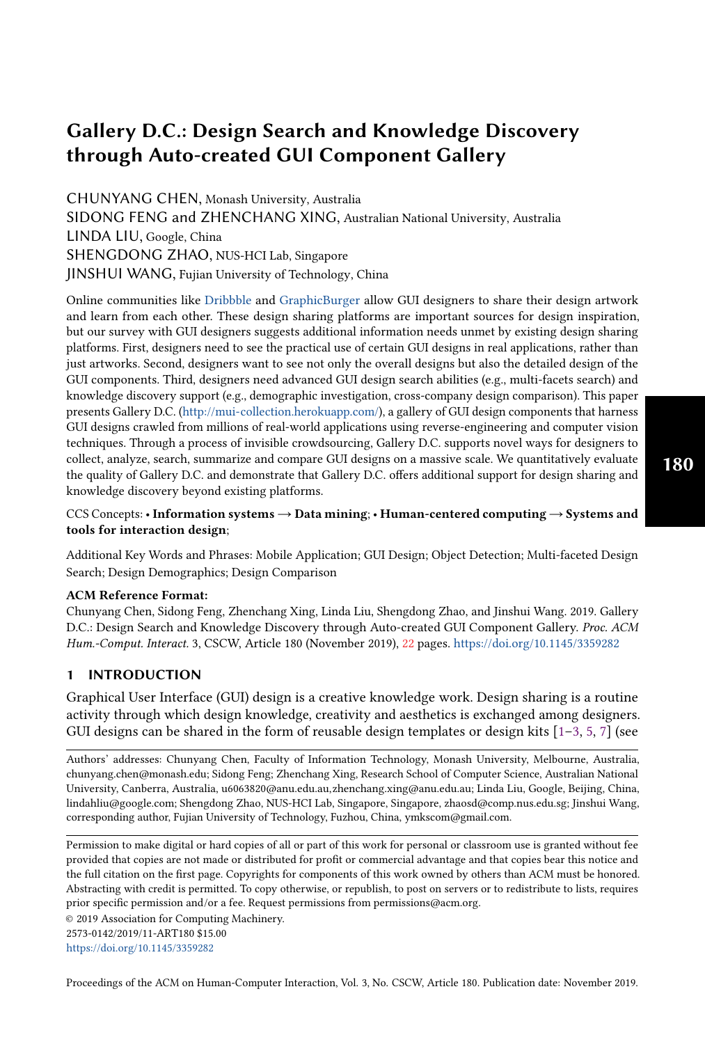# Gallery D.C.: Design Search and Knowledge Discovery through Auto-created GUI Component Gallery

CHUNYANG CHEN, Monash University, Australia

SIDONG FENG and ZHENCHANG XING, Australian National University, Australia

LINDA LIU, Google, China

SHENGDONG ZHAO, NUS-HCI Lab, Singapore

JINSHUI WANG, Fujian University of Technology, China

Online communities like Dribbble and GraphicBurger allow GUI designers to share their design artwork and learn from each other. These design sharing platforms are important sources for design inspiration, but our survey with GUI designers suggests additional information needs unmet by existing design sharing platforms. First, designers need to see the practical use of certain GUI designs in real applications, rather than just artworks. Second, designers want to see not only the overall designs but also the detailed design of the GUI components. Third, designers need advanced GUI design search abilities (e.g., multi-facets search) and knowledge discovery support (e.g., demographic investigation, cross-company design comparison). This paper presents Gallery D.C. (http://mui-collection.herokuapp.com/), a gallery of GUI design components that harness GUI designs crawled from millions of real-world applications using reverse-engineering and computer vision techniques. Through a process of invisible crowdsourcing, Gallery D.C. supports novel ways for designers to collect, analyze, search, summarize and compare GUI designs on a massive scale. We quantitatively evaluate the quality of Gallery D.C. and demonstrate that Gallery D.C. offers additional support for design sharing and knowledge discovery beyond existing platforms.

CCS Concepts: • **Information systems → Data mining**; • **Human-centered computing → Systems and tools for interaction design**;

Additional Key Words and Phrases: Mobile Application; GUI Design; Object Detection; Multi-faceted Design Search; Design Demographics; Design Comparison

**ACM Reference Format:**

Chunyang Chen, Sidong Feng, Zhenchang Xing, Linda Liu, Shengdong Zhao, and Jinshui Wang. 2019. Gallery D.C.: Design Search and Knowledge Discovery through Auto-created GUI Component Gallery. *Proc. ACM Hum.-Comput. Interact.* 3, CSCW, Article 180 (November 2019), 22 pages. https://doi.org/10.1145/3359282

## 1 INTRODUCTION

Graphical User Interface (GUI) design is a creative knowledge work. Design sharing is a routine activity through which design knowledge, creativity and aesthetics is exchanged among designers. GUI designs can be shared in the form of reusable design templates or design kits [1–3, 5, 7] (see

Authors' addresses: Chunyang Chen, Faculty of Information Technology, Monash University, Melbourne, Australia, chunyang.chen@monash.edu; Sidong Feng; Zhenchang Xing, Research School of Computer Science, Australian National University, Canberra, Australia, u6063820@anu.edu.au,zhenchang.xing@anu.edu.au; Linda Liu, Google, Beijing, China, lindahliu@google.com; Shengdong Zhao, NUS-HCI Lab, Singapore, Singapore, zhaosd@comp.nus.edu.sg; Jinshui Wang, corresponding author, Fujian University of Technology, Fuzhou, China, ymkscom@gmail.com.

Permission to make digital or hard copies of all or part of this work for personal or classroom use is granted without fee provided that copies are not made or distributed for profit or commercial advantage and that copies bear this notice and the full citation on the first page. Copyrights for components of this work owned by others than ACM must be honored. Abstracting with credit is permitted. To copy otherwise, or republish, to post on servers or to redistribute to lists, requires prior specific permission and/or a fee. Request permissions from permissions@acm.org.

© 2019 Association for Computing Machinery.

2573-0142/2019/11-ART180 $15.00

https://doi.org/10.1145/3359282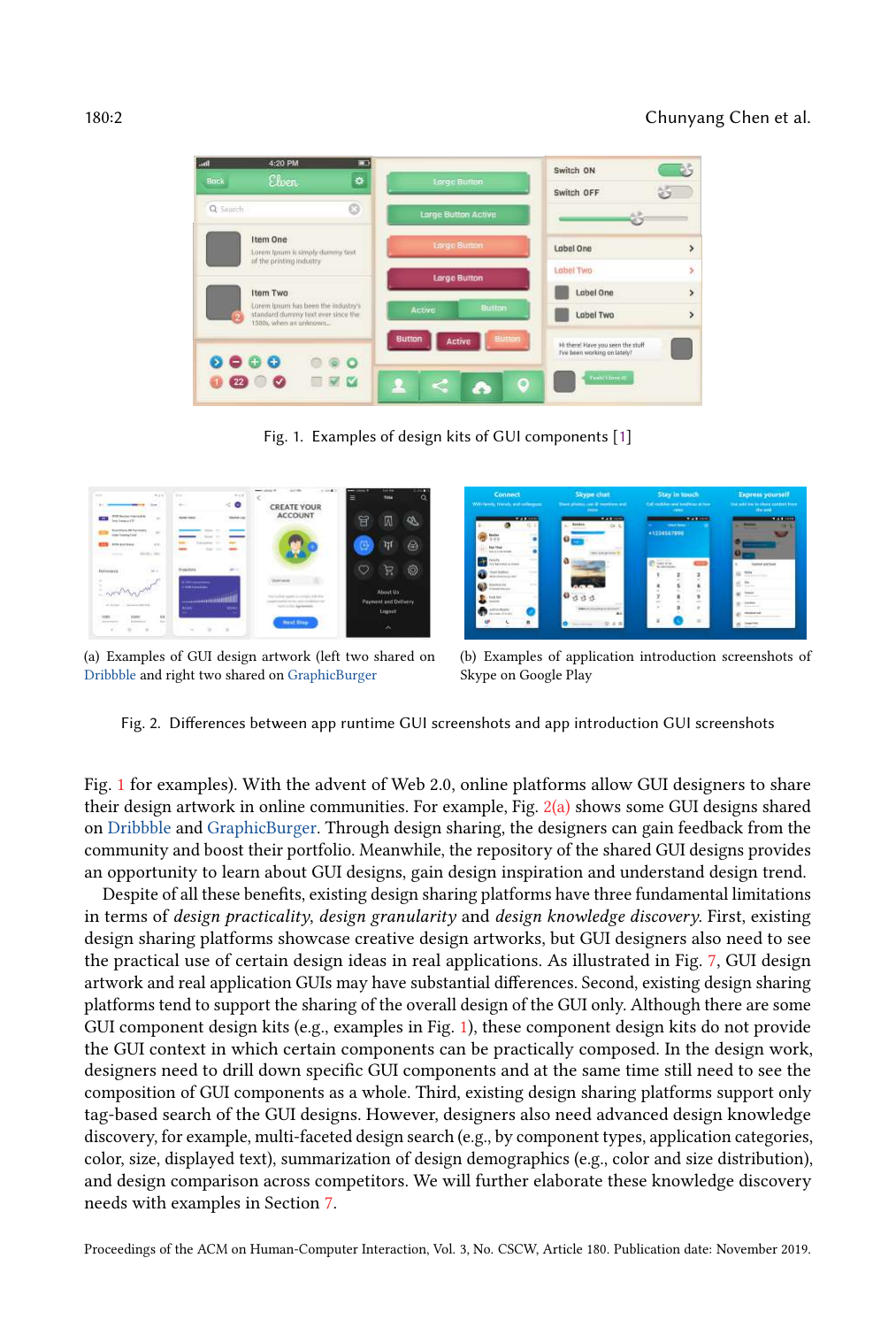Fig. 1. Examples of design kits of GUI components [1]

(a) Examples of GUI design artwork (left two shared on Dribbble and right two shared on GraphicBurger

(b) Examples of application introduction screenshots of Skype on Google Play

Fig. 2. Differences between app runtime GUI screenshots and app introduction GUI screenshots

Fig. 1 for examples). With the advent of Web 2.0, online platforms allow GUI designers to share their design artwork in online communities. For example, Fig. 2(a) shows some GUI designs shared on Dribbble and GraphicBurger. Through design sharing, the designers can gain feedback from the community and boost their portfolio. Meanwhile, the repository of the shared GUI designs provides an opportunity to learn about GUI designs, gain design inspiration and understand design trend.

Despite of all these benefits, existing design sharing platforms have three fundamental limitations in terms of *design practicality*, *design granularity* and *design knowledge discovery*. First, existing design sharing platforms showcase creative design artworks, but GUI designers also need to see the practical use of certain design ideas in real applications. As illustrated in Fig. 7, GUI design artwork and real application GUIs may have substantial differences. Second, existing design sharing platforms tend to support the sharing of the overall design of the GUI only. Although there are some GUI component design kits (e.g., examples in Fig. 1), these component design kits do not provide the GUI context in which certain components can be practically composed. In the design work, designers need to drill down specific GUI components and at the same time still need to see the composition of GUI components as a whole. Third, existing design sharing platforms support only tag-based search of the GUI designs. However, designers also need advanced design knowledge discovery, for example, multi-faceted design search (e.g., by component types, application categories, color, size, displayed text), summarization of design demographics (e.g., color and size distribution), and design comparison across competitors. We will further elaborate these knowledge discovery needs with examples in Section 7.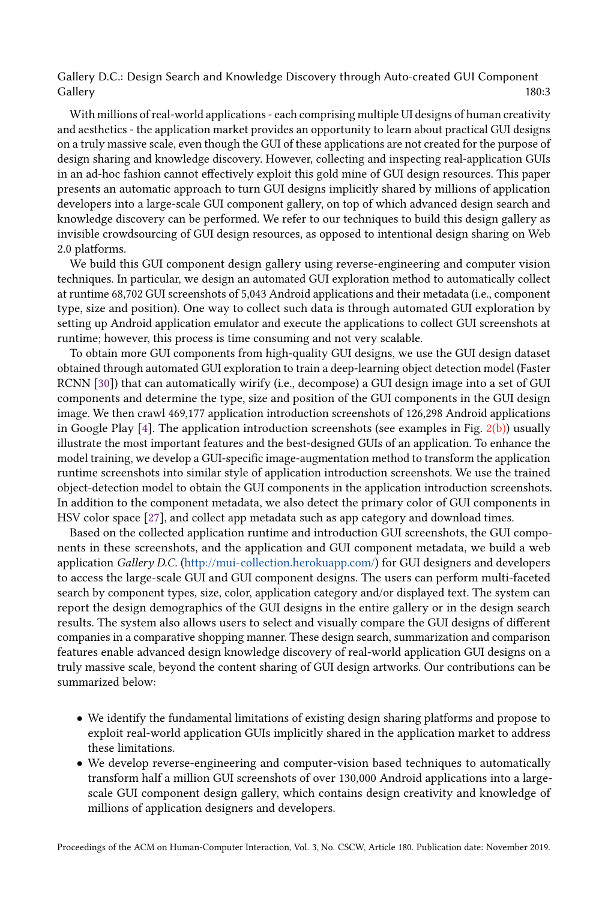With millions of real-world applications - each comprising multiple UI designs of human creativity and aesthetics - the application market provides an opportunity to learn about practical GUI designs on a truly massive scale, even though the GUI of these applications are not created for the purpose of design sharing and knowledge discovery. However, collecting and inspecting real-application GUIs in an ad-hoc fashion cannot effectively exploit this gold mine of GUI design resources. This paper presents an automatic approach to turn GUI designs implicitly shared by millions of application developers into a large-scale GUI component gallery, on top of which advanced design search and knowledge discovery can be performed. We refer to our techniques to build this design gallery as invisible crowdsourcing of GUI design resources, as opposed to intentional design sharing on Web 2.0 platforms.

We build this GUI component design gallery using reverse-engineering and computer vision techniques. In particular, we design an automated GUI exploration method to automatically collect at runtime 68,702 GUI screenshots of 5,043 Android applications and their metadata (i.e., component type, size and position). One way to collect such data is through automated GUI exploration by setting up Android application emulator and execute the applications to collect GUI screenshots at runtime; however, this process is time consuming and not very scalable.

To obtain more GUI components from high-quality GUI designs, we use the GUI design dataset obtained through automated GUI exploration to train a deep-learning object detection model (Faster RCNN [30]) that can automatically wirify (i.e., decompose) a GUI design image into a set of GUI components and determine the type, size and position of the GUI components in the GUI design image. We then crawl 469,177 application introduction screenshots of 126,298 Android applications in Google Play [4]. The application introduction screenshots (see examples in Fig. 2(b)) usually illustrate the most important features and the best-designed GUIs of an application. To enhance the model training, we develop a GUI-specific image-augmentation method to transform the application runtime screenshots into similar style of application introduction screenshots. We use the trained object-detection model to obtain the GUI components in the application introduction screenshots. In addition to the component metadata, we also detect the primary color of GUI components in HSV color space [27], and collect app metadata such as app category and download times.

Based on the collected application runtime and introduction GUI screenshots, the GUI components in these screenshots, and the application and GUI component metadata, we build a web application *Gallery D.C.* (http://mui-collection.herokuapp.com/) for GUI designers and developers to access the large-scale GUI and GUI component designs. The users can perform multi-faceted search by component types, size, color, application category and/or displayed text. The system can report the design demographics of the GUI designs in the entire gallery or in the design search results. The system also allows users to select and visually compare the GUI designs of different companies in a comparative shopping manner. These design search, summarization and comparison features enable advanced design knowledge discovery of real-world application GUI designs on a truly massive scale, beyond the content sharing of GUI design artworks. Our contributions can be summarized below:

- We identify the fundamental limitations of existing design sharing platforms and propose to exploit real-world application GUIs implicitly shared in the application market to address these limitations.
- We develop reverse-engineering and computer-vision based techniques to automatically transform half a million GUI screenshots of over 130,000 Android applications into a large-scale GUI component design gallery, which contains design creativity and knowledge of millions of application designers and developers.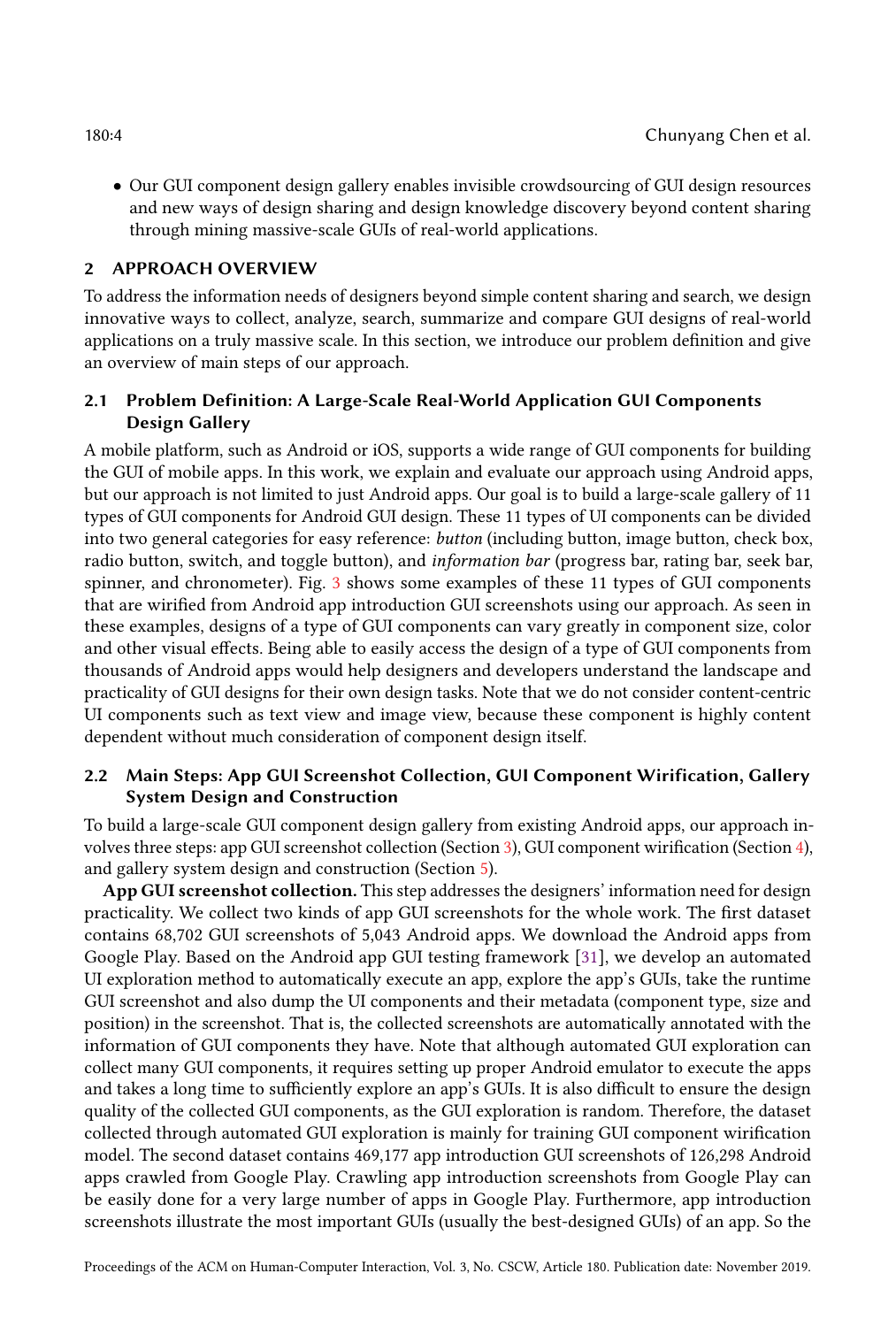- Our GUI component design gallery enables invisible crowdsourcing of GUI design resources and new ways of design sharing and design knowledge discovery beyond content sharing through mining massive-scale GUIs of real-world applications.

## 2 APPROACH OVERVIEW

To address the information needs of designers beyond simple content sharing and search, we design innovative ways to collect, analyze, search, summarize and compare GUI designs of real-world applications on a truly massive scale. In this section, we introduce our problem definition and give an overview of main steps of our approach.

### 2.1 Problem Definition: A Large-Scale Real-World Application GUI Components Design Gallery

A mobile platform, such as Android or iOS, supports a wide range of GUI components for building the GUI of mobile apps. In this work, we explain and evaluate our approach using Android apps, but our approach is not limited to just Android apps. Our goal is to build a large-scale gallery of 11 types of GUI components for Android GUI design. These 11 types of UI components can be divided into two general categories for easy reference: *button* (including button, image button, check box, radio button, switch, and toggle button), and *information bar* (progress bar, rating bar, seek bar, spinner, and chronometer). Fig. 3 shows some examples of these 11 types of GUI components that are wirified from Android app introduction GUI screenshots using our approach. As seen in these examples, designs of a type of GUI components can vary greatly in component size, color and other visual effects. Being able to easily access the design of a type of GUI components from thousands of Android apps would help designers and developers understand the landscape and practicality of GUI designs for their own design tasks. Note that we do not consider content-centric UI components such as text view and image view, because these component is highly content dependent without much consideration of component design itself.

### 2.2 Main Steps: App GUI Screenshot Collection, GUI Component Wirification, Gallery System Design and Construction

To build a large-scale GUI component design gallery from existing Android apps, our approach involves three steps: app GUI screenshot collection (Section 3), GUI component wirification (Section 4), and gallery system design and construction (Section 5).

**App GUI screenshot collection.** This step addresses the designers' information need for design practicality. We collect two kinds of app GUI screenshots for the whole work. The first dataset contains 68,702 GUI screenshots of 5,043 Android apps. We download the Android apps from Google Play. Based on the Android app GUI testing framework [31], we develop an automated UI exploration method to automatically execute an app, explore the app's GUIs, take the runtime GUI screenshot and also dump the UI components and their metadata (component type, size and position) in the screenshot. That is, the collected screenshots are automatically annotated with the information of GUI components they have. Note that although automated GUI exploration can collect many GUI components, it requires setting up proper Android emulator to execute the apps and takes a long time to sufficiently explore an app's GUIs. It is also difficult to ensure the design quality of the collected GUI components, as the GUI exploration is random. Therefore, the dataset collected through automated GUI exploration is mainly for training GUI component wirification model. The second dataset contains 469,177 app introduction GUI screenshots of 126,298 Android apps crawled from Google Play. Crawling app introduction screenshots from Google Play can be easily done for a very large number of apps in Google Play. Furthermore, app introduction screenshots illustrate the most important GUIs (usually the best-designed GUIs) of an app. So the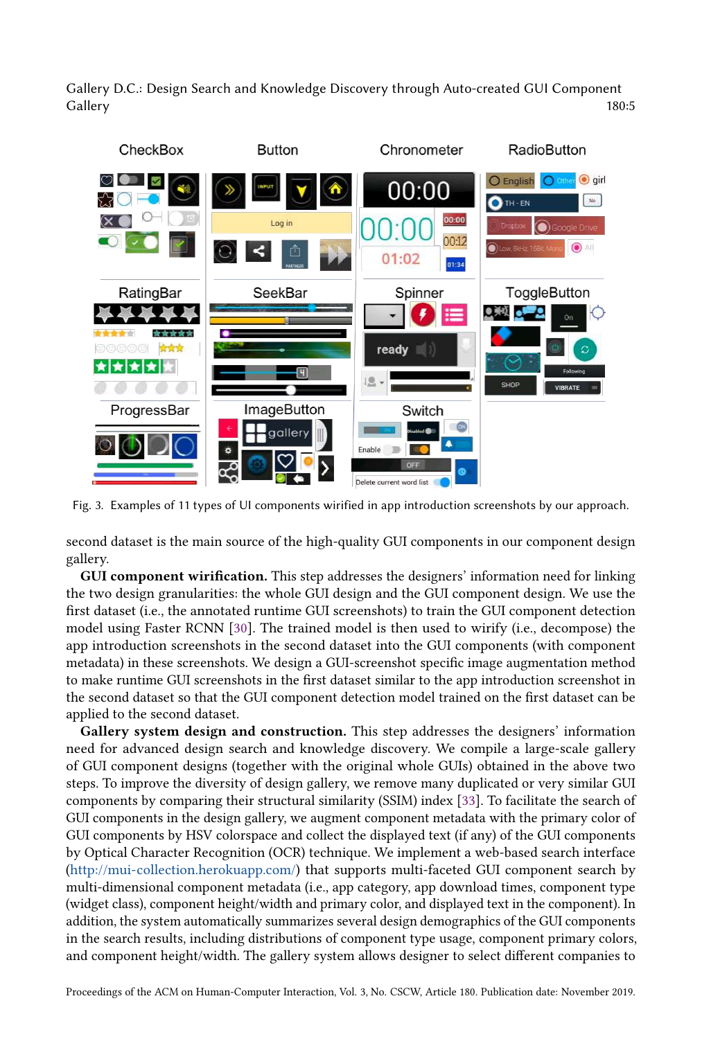Fig. 3. Examples of 11 types of UI components wirified in app introduction screenshots by our approach.

second dataset is the main source of the high-quality GUI components in our component design gallery.

**GUI component wirification.** This step addresses the designers' information need for linking the two design granularities: the whole GUI design and the GUI component design. We use the first dataset (i.e., the annotated runtime GUI screenshots) to train the GUI component detection model using Faster RCNN [30]. The trained model is then used to wirify (i.e., decompose) the app introduction screenshots in the second dataset into the GUI components (with component metadata) in these screenshots. We design a GUI-screenshot specific image augmentation method to make runtime GUI screenshots in the first dataset similar to the app introduction screenshot in the second dataset so that the GUI component detection model trained on the first dataset can be applied to the second dataset.

**Gallery system design and construction.** This step addresses the designers' information need for advanced design search and knowledge discovery. We compile a large-scale gallery of GUI component designs (together with the original whole GUIs) obtained in the above two steps. To improve the diversity of design gallery, we remove many duplicated or very similar GUI components by comparing their structural similarity (SSIM) index [33]. To facilitate the search of GUI components in the design gallery, we augment component metadata with the primary color of GUI components by HSV colorspace and collect the displayed text (if any) of the GUI components by Optical Character Recognition (OCR) technique. We implement a web-based search interface (http://mui-collection.herokuapp.com/) that supports multi-faceted GUI component search by multi-dimensional component metadata (i.e., app category, app download times, component type (widget class), component height/width and primary color, and displayed text in the component). In addition, the system automatically summarizes several design demographics of the GUI components in the search results, including distributions of component type usage, component primary colors, and component height/width. The gallery system allows designer to select different companies to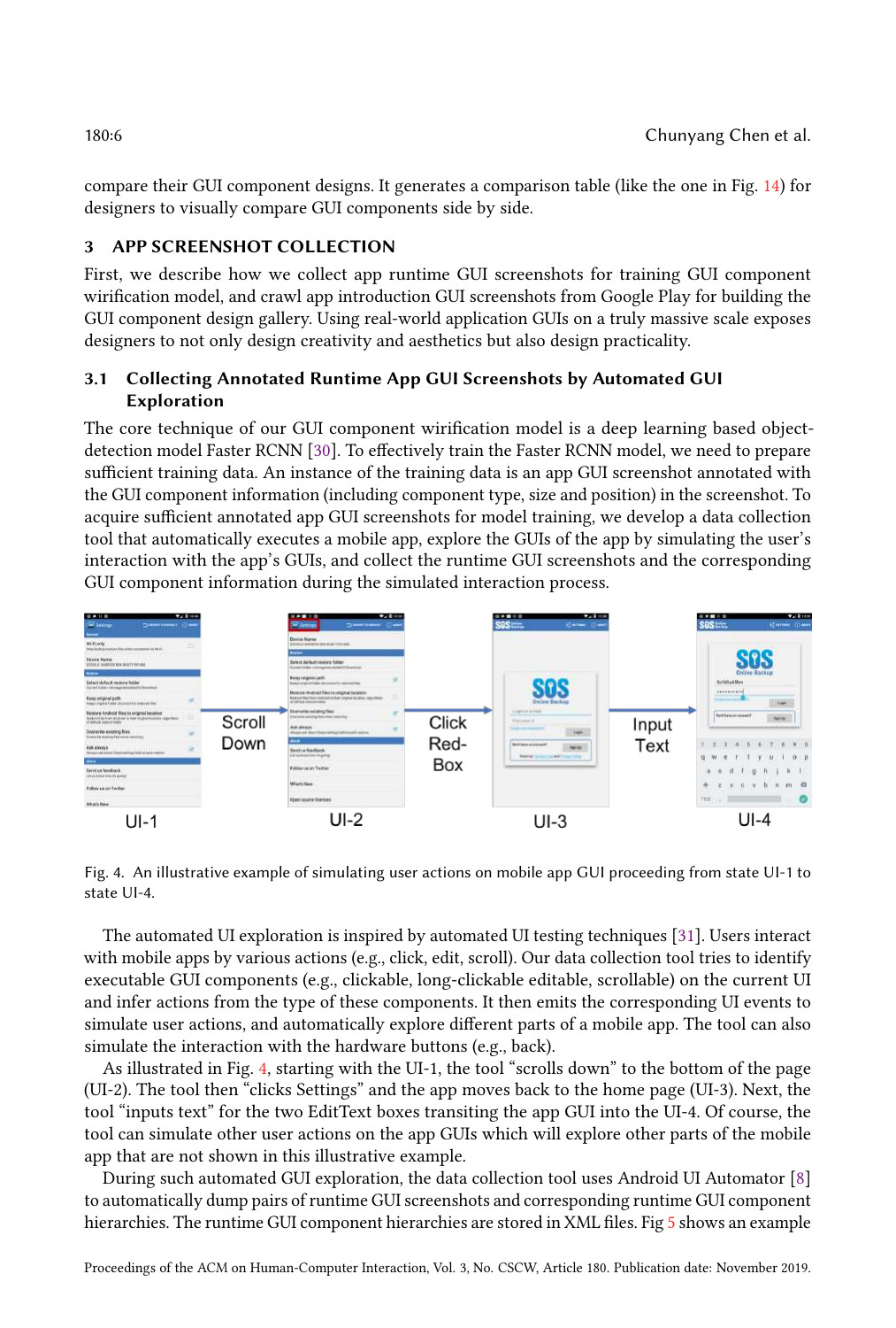compare their GUI component designs. It generates a comparison table (like the one in Fig. 14) for designers to visually compare GUI components side by side.

## 3 APP SCREENSHOT COLLECTION

First, we describe how we collect app runtime GUI screenshots for training GUI component wirification model, and crawl app introduction GUI screenshots from Google Play for building the GUI component design gallery. Using real-world application GUIs on a truly massive scale exposes designers to not only design creativity and aesthetics but also design practicality.

### 3.1 Collecting Annotated Runtime App GUI Screenshots by Automated GUI Exploration

The core technique of our GUI component wirification model is a deep learning based object-detection model Faster RCNN [30]. To effectively train the Faster RCNN model, we need to prepare sufficient training data. An instance of the training data is an app GUI screenshot annotated with the GUI component information (including component type, size and position) in the screenshot. To acquire sufficient annotated app GUI screenshots for model training, we develop a data collection tool that automatically executes a mobile app, explore the GUIs of the app by simulating the user's interaction with the app's GUIs, and collect the runtime GUI screenshots and the corresponding GUI component information during the simulated interaction process.

Fig. 4. An illustrative example of simulating user actions on mobile app GUI proceeding from state UI-1 to state UI-4.

The automated UI exploration is inspired by automated UI testing techniques [31]. Users interact with mobile apps by various actions (e.g., click, edit, scroll). Our data collection tool tries to identify executable GUI components (e.g., clickable, long-clickable editable, scrollable) on the current UI and infer actions from the type of these components. It then emits the corresponding UI events to simulate user actions, and automatically explore different parts of a mobile app. The tool can also simulate the interaction with the hardware buttons (e.g., back).

As illustrated in Fig. 4, starting with the UI-1, the tool "scrolls down" to the bottom of the page (UI-2). The tool then "clicks Settings" and the app moves back to the home page (UI-3). Next, the tool "inputs text" for the two EditText boxes transiting the app GUI into the UI-4. Of course, the tool can simulate other user actions on the app GUIs which will explore other parts of the mobile app that are not shown in this illustrative example.

During such automated GUI exploration, the data collection tool uses Android UI Automator [8] to automatically dump pairs of runtime GUI screenshots and corresponding runtime GUI component hierarchies. The runtime GUI component hierarchies are stored in XML files. Fig 5 shows an example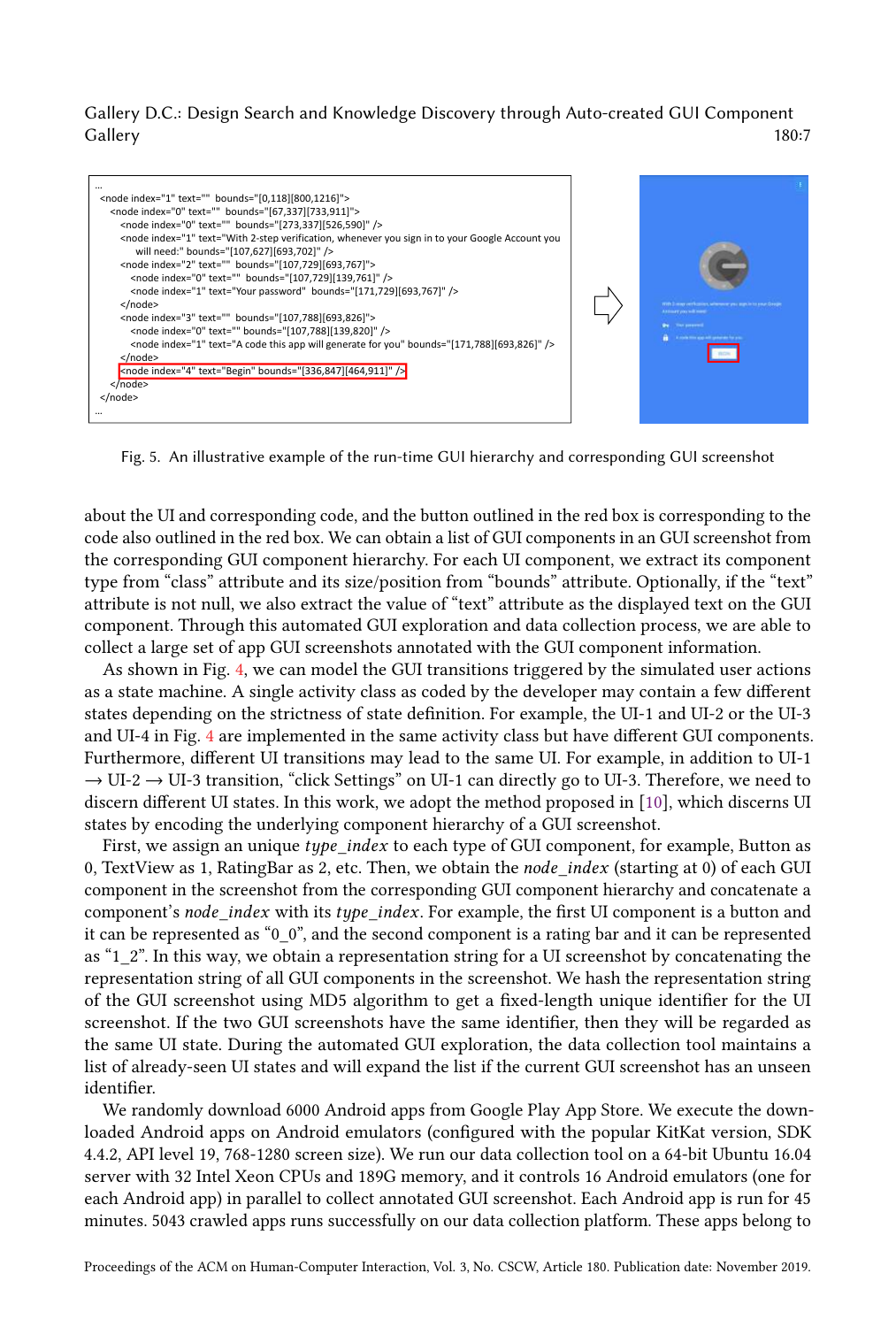```
...
<node index="1" text="" bounds="[0,118][800,1216]">
  <node index="0" text="" bounds="[67,337][733,911]">
    <node index="0" text="" bounds="[273,337][526,590]" />
    <node index="1" text="With 2-step verification, whenever you sign in to your Google Account you
        will need:" bounds="[107,627][693,702]" />
    <node index="2" text="" bounds="[107,729][693,767]">
      <node index="0" text="" bounds="[107,729][139,761]" />
      <node index="1" text="Your password" bounds="[171,729][693,767]" />
    </node>
    <node index="3" text="" bounds="[107,788][693,826]">
      <node index="0" text="" bounds="[107,788][139,820]" />
      <node index="1" text="A code this app will generate for you" bounds="[171,788][693,826]" />
    </node>
    <node index="4" text="Begin" bounds="[336,847][464,911]" />
  </node>
</node>
...
```

Fig. 5. An illustrative example of the run-time GUI hierarchy and corresponding GUI screenshot

about the UI and corresponding code, and the button outlined in the red box is corresponding to the code also outlined in the red box. We can obtain a list of GUI components in an GUI screenshot from the corresponding GUI component hierarchy. For each UI component, we extract its component type from "class" attribute and its size/position from "bounds" attribute. Optionally, if the "text" attribute is not null, we also extract the value of "text" attribute as the displayed text on the GUI component. Through this automated GUI exploration and data collection process, we are able to collect a large set of app GUI screenshots annotated with the GUI component information.

As shown in Fig. 4, we can model the GUI transitions triggered by the simulated user actions as a state machine. A single activity class as coded by the developer may contain a few different states depending on the strictness of state definition. For example, the UI-1 and UI-2 or the UI-3 and UI-4 in Fig. 4 are implemented in the same activity class but have different GUI components. Furthermore, different UI transitions may lead to the same UI. For example, in addition to UI-1 → UI-2 → UI-3 transition, "click Settings" on UI-1 can directly go to UI-3. Therefore, we need to discern different UI states. In this work, we adopt the method proposed in [10], which discerns UI states by encoding the underlying component hierarchy of a GUI screenshot.

First, we assign an unique *type_index* to each type of GUI component, for example, Button as 0, TextView as 1, RatingBar as 2, etc. Then, we obtain the *node_index* (starting at 0) of each GUI component in the screenshot from the corresponding GUI component hierarchy and concatenate a component's *node_index* with its *type_index*. For example, the first UI component is a button and it can be represented as "0_0", and the second component is a rating bar and it can be represented as "1_2". In this way, we obtain a representation string for a UI screenshot by concatenating the representation string of all GUI components in the screenshot. We hash the representation string of the GUI screenshot using MD5 algorithm to get a fixed-length unique identifier for the UI screenshot. If the two GUI screenshots have the same identifier, then they will be regarded as the same UI state. During the automated GUI exploration, the data collection tool maintains a list of already-seen UI states and will expand the list if the current GUI screenshot has an unseen identifier.

We randomly download 6000 Android apps from Google Play App Store. We execute the downloaded Android apps on Android emulators (configured with the popular KitKat version, SDK 4.4.2, API level 19, 768-1280 screen size). We run our data collection tool on a 64-bit Ubuntu 16.04 server with 32 Intel Xeon CPUs and 189G memory, and it controls 16 Android emulators (one for each Android app) in parallel to collect annotated GUI screenshot. Each Android app is run for 45 minutes. 5043 crawled apps runs successfully on our data collection platform. These apps belong to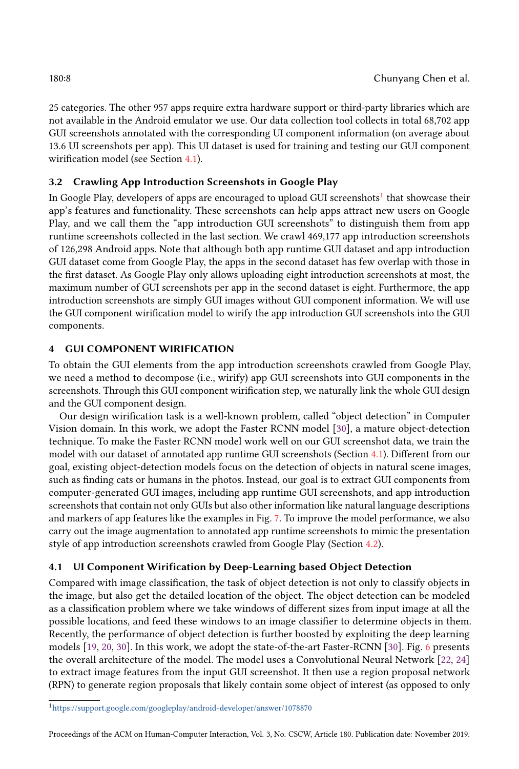25 categories. The other 957 apps require extra hardware support or third-party libraries which are not available in the Android emulator we use. Our data collection tool collects in total 68,702 app GUI screenshots annotated with the corresponding UI component information (on average about 13.6 UI screenshots per app). This UI dataset is used for training and testing our GUI component wirification model (see Section 4.1).

### 3.2 Crawling App Introduction Screenshots in Google Play

In Google Play, developers of apps are encouraged to upload GUI screenshots[1] that showcase their app's features and functionality. These screenshots can help apps attract new users on Google Play, and we call them the "app introduction GUI screenshots" to distinguish them from app runtime screenshots collected in the last section. We crawl 469,177 app introduction screenshots of 126,298 Android apps. Note that although both app runtime GUI dataset and app introduction GUI dataset come from Google Play, the apps in the second dataset has few overlap with those in the first dataset. As Google Play only allows uploading eight introduction screenshots at most, the maximum number of GUI screenshots per app in the second dataset is eight. Furthermore, the app introduction screenshots are simply GUI images without GUI component information. We will use the GUI component wirification model to wirify the app introduction GUI screenshots into the GUI components.

## 4 GUI COMPONENT WIRIFICATION

To obtain the GUI elements from the app introduction screenshots crawled from Google Play, we need a method to decompose (i.e., wirify) app GUI screenshots into GUI components in the screenshots. Through this GUI component wirification step, we naturally link the whole GUI design and the GUI component design.

Our design wirification task is a well-known problem, called "object detection" in Computer Vision domain. In this work, we adopt the Faster RCNN model [30], a mature object-detection technique. To make the Faster RCNN model work well on our GUI screenshot data, we train the model with our dataset of annotated app runtime GUI screenshots (Section 4.1). Different from our goal, existing object-detection models focus on the detection of objects in natural scene images, such as finding cats or humans in the photos. Instead, our goal is to extract GUI components from computer-generated GUI images, including app runtime GUI screenshots, and app introduction screenshots that contain not only GUIs but also other information like natural language descriptions and markers of app features like the examples in Fig. 7. To improve the model performance, we also carry out the image augmentation to annotated app runtime screenshots to mimic the presentation style of app introduction screenshots crawled from Google Play (Section 4.2).

### 4.1 UI Component Wirification by Deep-Learning based Object Detection

Compared with image classification, the task of object detection is not only to classify objects in the image, but also get the detailed location of the object. The object detection can be modeled as a classification problem where we take windows of different sizes from input image at all the possible locations, and feed these windows to an image classifier to determine objects in them. Recently, the performance of object detection is further boosted by exploiting the deep learning models [19, 20, 30]. In this work, we adopt the state-of-the-art Faster-RCNN [30]. Fig. 6 presents the overall architecture of the model. The model uses a Convolutional Neural Network [22, 24] to extract image features from the input GUI screenshot. It then use a region proposal network (RPN) to generate region proposals that likely contain some object of interest (as opposed to only

[1] https://support.google.com/googleplay/android-developer/answer/1078870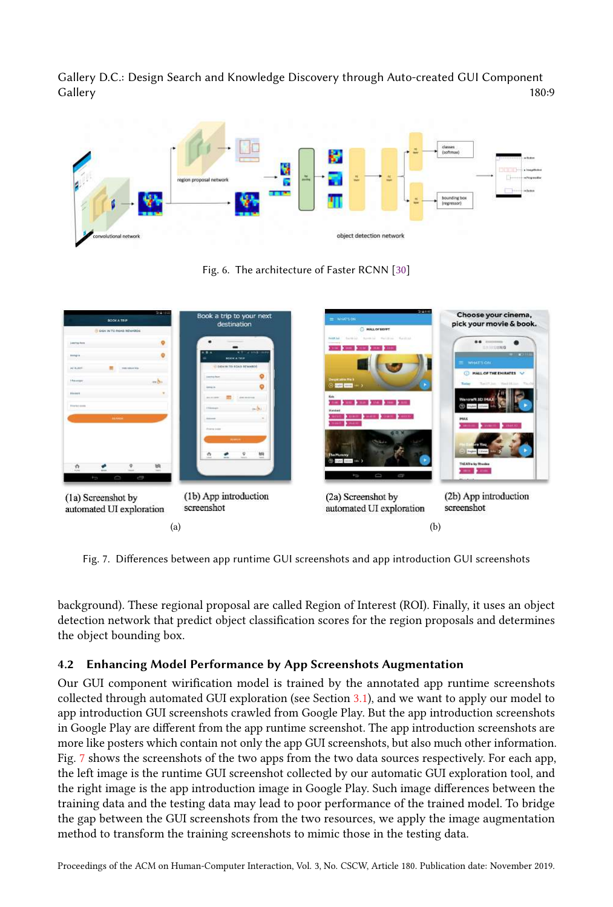Fig. 6. The architecture of Faster RCNN [30]

(1a) Screenshot by automated UI exploration

(1b) App introduction screenshot

(a)

(2a) Screenshot by automated UI exploration

(2b) App introduction screenshot

(b)

Fig. 7. Differences between app runtime GUI screenshots and app introduction GUI screenshots

background). These regional proposal are called Region of Interest (ROI). Finally, it uses an object detection network that predict object classification scores for the region proposals and determines the object bounding box.

### 4.2 Enhancing Model Performance by App Screenshots Augmentation

Our GUI component wirification model is trained by the annotated app runtime screenshots collected through automated GUI exploration (see Section 3.1), and we want to apply our model to app introduction GUI screenshots crawled from Google Play. But the app introduction screenshots in Google Play are different from the app runtime screenshot. The app introduction screenshots are more like posters which contain not only the app GUI screenshots, but also much other information. Fig. 7 shows the screenshots of the two apps from the two data sources respectively. For each app, the left image is the runtime GUI screenshot collected by our automatic GUI exploration tool, and the right image is the app introduction image in Google Play. Such image differences between the training data and the testing data may lead to poor performance of the trained model. To bridge the gap between the GUI screenshots from the two resources, we apply the image augmentation method to transform the training screenshots to mimic those in the testing data.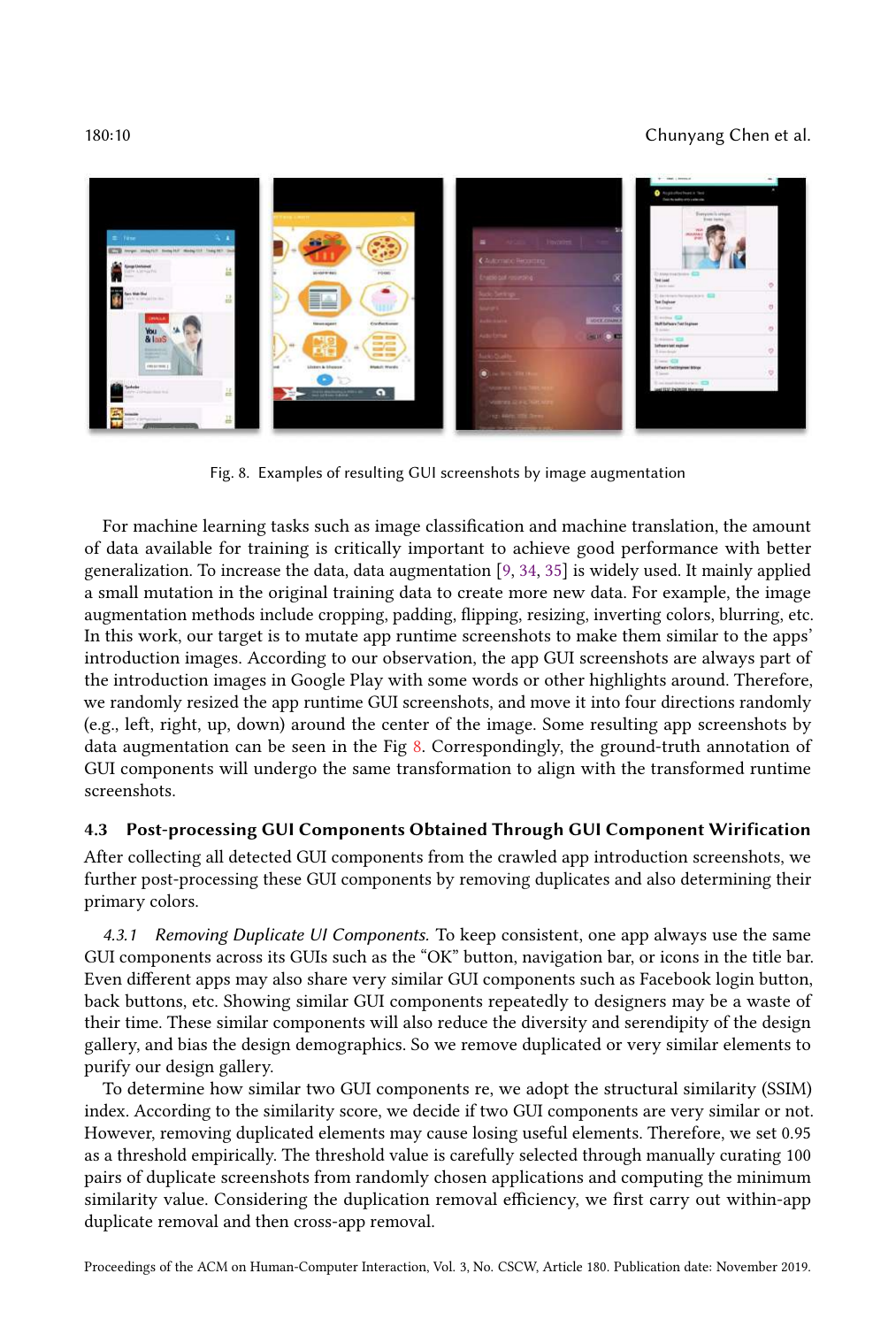Fig. 8. Examples of resulting GUI screenshots by image augmentation

For machine learning tasks such as image classification and machine translation, the amount of data available for training is critically important to achieve good performance with better generalization. To increase the data, data augmentation [9, 34, 35] is widely used. It mainly applied a small mutation in the original training data to create more new data. For example, the image augmentation methods include cropping, padding, flipping, resizing, inverting colors, blurring, etc. In this work, our target is to mutate app runtime screenshots to make them similar to the apps' introduction images. According to our observation, the app GUI screenshots are always part of the introduction images in Google Play with some words or other highlights around. Therefore, we randomly resized the app runtime GUI screenshots, and move it into four directions randomly (e.g., left, right, up, down) around the center of the image. Some resulting app screenshots by data augmentation can be seen in the Fig 8. Correspondingly, the ground-truth annotation of GUI components will undergo the same transformation to align with the transformed runtime screenshots.

### 4.3 Post-processing GUI Components Obtained Through GUI Component Wirification

After collecting all detected GUI components from the crawled app introduction screenshots, we further post-processing these GUI components by removing duplicates and also determining their primary colors.

*4.3.1 Removing Duplicate UI Components.* To keep consistent, one app always use the same GUI components across its GUIs such as the "OK" button, navigation bar, or icons in the title bar. Even different apps may also share very similar GUI components such as Facebook login button, back buttons, etc. Showing similar GUI components repeatedly to designers may be a waste of their time. These similar components will also reduce the diversity and serendipity of the design gallery, and bias the design demographics. So we remove duplicated or very similar elements to purify our design gallery.

To determine how similar two GUI components re, we adopt the structural similarity (SSIM) index. According to the similarity score, we decide if two GUI components are very similar or not. However, removing duplicated elements may cause losing useful elements. Therefore, we set 0.95 as a threshold empirically. The threshold value is carefully selected through manually curating 100 pairs of duplicate screenshots from randomly chosen applications and computing the minimum similarity value. Considering the duplication removal efficiency, we first carry out within-app duplicate removal and then cross-app removal.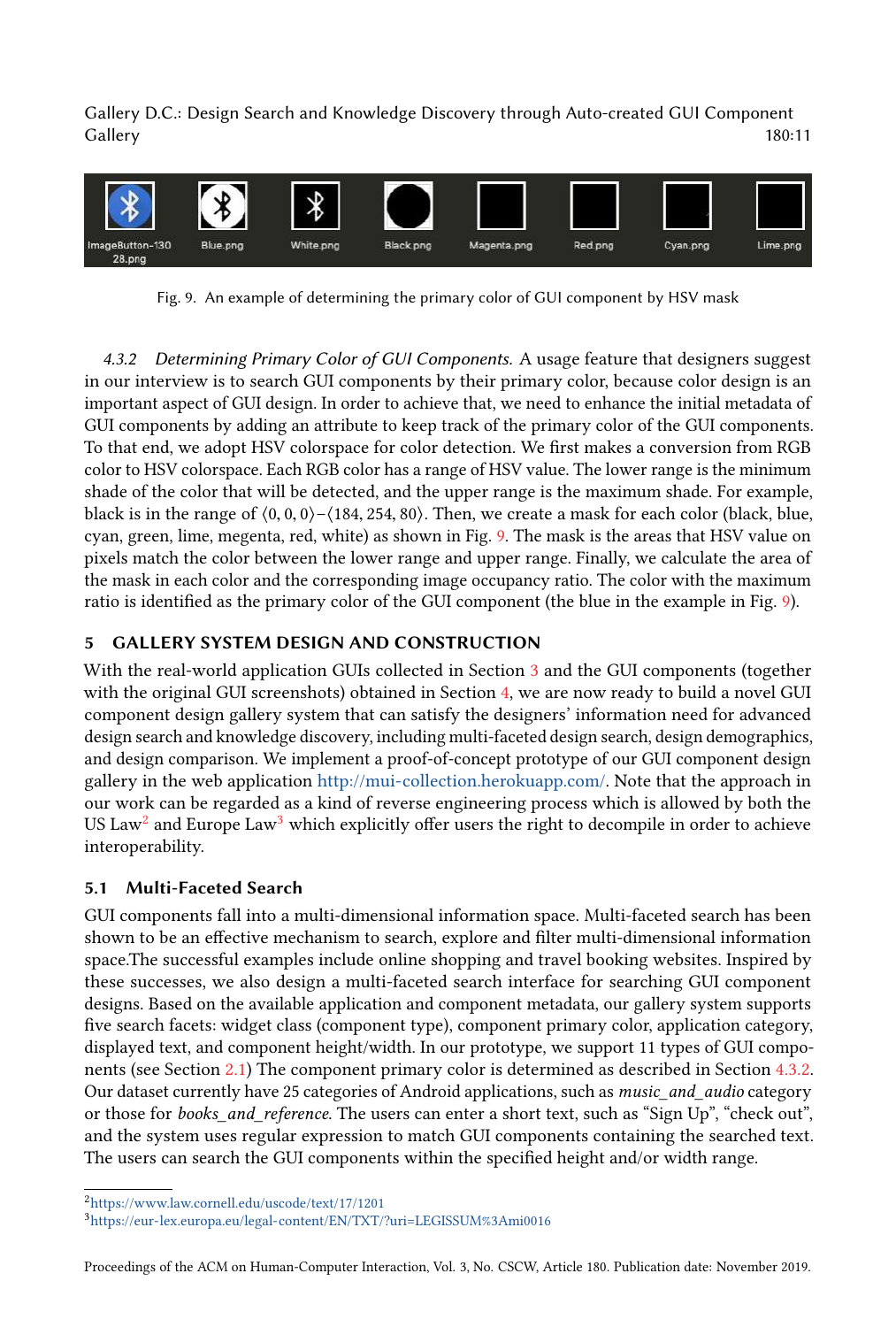Fig. 9. An example of determining the primary color of GUI component by HSV mask

*4.3.2 Determining Primary Color of GUI Components.* A usage feature that designers suggest in our interview is to search GUI components by their primary color, because color design is an important aspect of GUI design. In order to achieve that, we need to enhance the initial metadata of GUI components by adding an attribute to keep track of the primary color of the GUI components. To that end, we adopt HSV colorspace for color detection. We first makes a conversion from RGB color to HSV colorspace. Each RGB color has a range of HSV value. The lower range is the minimum shade of the color that will be detected, and the upper range is the maximum shade. For example, black is in the range of $\langle 0, 0, 0\rangle - \langle 184, 254, 80\rangle$. Then, we create a mask for each color (black, blue, cyan, green, lime, megenta, red, white) as shown in Fig. 9. The mask is the areas that HSV value on pixels match the color between the lower range and upper range. Finally, we calculate the area of the mask in each color and the corresponding image occupancy ratio. The color with the maximum ratio is identified as the primary color of the GUI component (the blue in the example in Fig. 9).

## 5 GALLERY SYSTEM DESIGN AND CONSTRUCTION

With the real-world application GUIs collected in Section 3 and the GUI components (together with the original GUI screenshots) obtained in Section 4, we are now ready to build a novel GUI component design gallery system that can satisfy the designers' information need for advanced design search and knowledge discovery, including multi-faceted design search, design demographics, and design comparison. We implement a proof-of-concept prototype of our GUI component design gallery in the web application http://mui-collection.herokuapp.com/. Note that the approach in our work can be regarded as a kind of reverse engineering process which is allowed by both the US Law[2] and Europe Law[3] which explicitly offer users the right to decompile in order to achieve interoperability.

### 5.1 Multi-Faceted Search

GUI components fall into a multi-dimensional information space. Multi-faceted search has been shown to be an effective mechanism to search, explore and filter multi-dimensional information space.The successful examples include online shopping and travel booking websites. Inspired by these successes, we also design a multi-faceted search interface for searching GUI component designs. Based on the available application and component metadata, our gallery system supports five search facets: widget class (component type), component primary color, application category, displayed text, and component height/width. In our prototype, we support 11 types of GUI components (see Section 2.1) The component primary color is determined as described in Section 4.3.2. Our dataset currently have 25 categories of Android applications, such as *music_and_audio* category or those for *books_and_reference*. The users can enter a short text, such as "Sign Up", "check out", and the system uses regular expression to match GUI components containing the searched text. The users can search the GUI components within the specified height and/or width range.

[2] https://www.law.cornell.edu/uscode/text/17/1201

[3] https://eur-lex.europa.eu/legal-content/EN/TXT/?uri=LEGISSUM%3Ami0016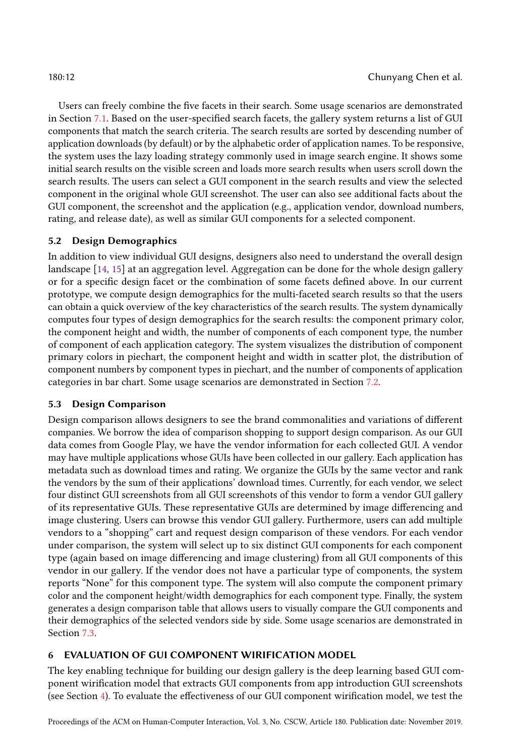Users can freely combine the five facets in their search. Some usage scenarios are demonstrated in Section 7.1. Based on the user-specified search facets, the gallery system returns a list of GUI components that match the search criteria. The search results are sorted by descending number of application downloads (by default) or by the alphabetic order of application names. To be responsive, the system uses the lazy loading strategy commonly used in image search engine. It shows some initial search results on the visible screen and loads more search results when users scroll down the search results. The users can select a GUI component in the search results and view the selected component in the original whole GUI screenshot. The user can also see additional facts about the GUI component, the screenshot and the application (e.g., application vendor, download numbers, rating, and release date), as well as similar GUI components for a selected component.

### 5.2 Design Demographics

In addition to view individual GUI designs, designers also need to understand the overall design landscape [14, 15] at an aggregation level. Aggregation can be done for the whole design gallery or for a specific design facet or the combination of some facets defined above. In our current prototype, we compute design demographics for the multi-faceted search results so that the users can obtain a quick overview of the key characteristics of the search results. The system dynamically computes four types of design demographics for the search results: the component primary color, the component height and width, the number of components of each component type, the number of component of each application category. The system visualizes the distribution of component primary colors in piechart, the component height and width in scatter plot, the distribution of component numbers by component types in piechart, and the number of components of application categories in bar chart. Some usage scenarios are demonstrated in Section 7.2.

### 5.3 Design Comparison

Design comparison allows designers to see the brand commonalities and variations of different companies. We borrow the idea of comparison shopping to support design comparison. As our GUI data comes from Google Play, we have the vendor information for each collected GUI. A vendor may have multiple applications whose GUIs have been collected in our gallery. Each application has metadata such as download times and rating. We organize the GUIs by the same vector and rank the vendors by the sum of their applications' download times. Currently, for each vendor, we select four distinct GUI screenshots from all GUI screenshots of this vendor to form a vendor GUI gallery of its representative GUIs. These representative GUIs are determined by image differencing and image clustering. Users can browse this vendor GUI gallery. Furthermore, users can add multiple vendors to a "shopping" cart and request design comparison of these vendors. For each vendor under comparison, the system will select up to six distinct GUI components for each component type (again based on image differencing and image clustering) from all GUI components of this vendor in our gallery. If the vendor does not have a particular type of components, the system reports "None" for this component type. The system will also compute the component primary color and the component height/width demographics for each component type. Finally, the system generates a design comparison table that allows users to visually compare the GUI components and their demographics of the selected vendors side by side. Some usage scenarios are demonstrated in Section 7.3.

## 6 EVALUATION OF GUI COMPONENT WIRIFICATION MODEL

The key enabling technique for building our design gallery is the deep learning based GUI component wirification model that extracts GUI components from app introduction GUI screenshots (see Section 4). To evaluate the effectiveness of our GUI component wirification model, we test the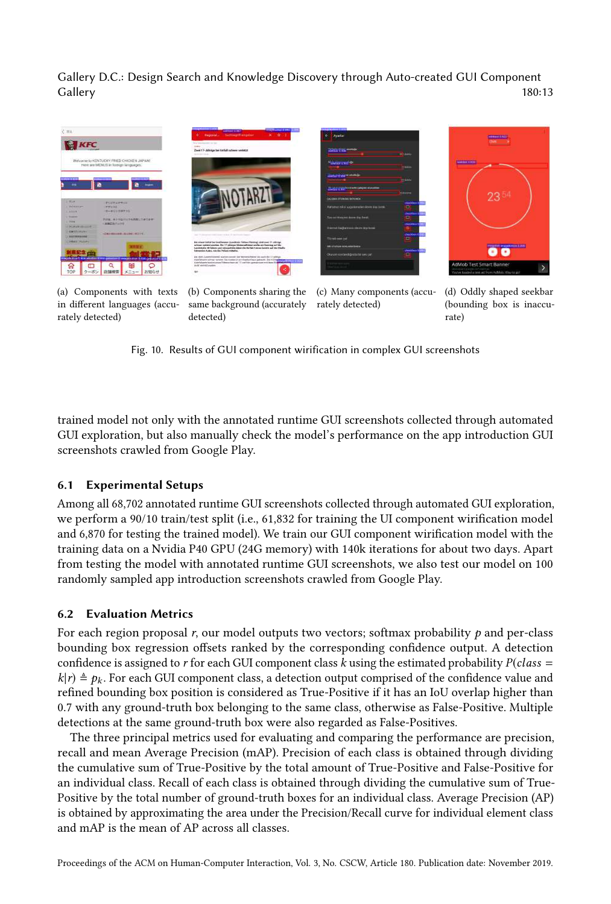(a) Components with texts in different languages (accurately detected)

(b) Components sharing the same background (accurately detected)

(c) Many components (accurately detected)

(d) Oddly shaped seekbar (bounding box is inaccurate)

Fig. 10. Results of GUI component wirification in complex GUI screenshots

trained model not only with the annotated runtime GUI screenshots collected through automated GUI exploration, but also manually check the model's performance on the app introduction GUI screenshots crawled from Google Play.

### 6.1 Experimental Setups

Among all 68,702 annotated runtime GUI screenshots collected through automated GUI exploration, we perform a 90/10 train/test split (i.e., 61,832 for training the UI component wirification model and 6,870 for testing the trained model). We train our GUI component wirification model with the training data on a Nvidia P40 GPU (24G memory) with 140k iterations for about two days. Apart from testing the model with annotated runtime GUI screenshots, we also test our model on 100 randomly sampled app introduction screenshots crawled from Google Play.

### 6.2 Evaluation Metrics

For each region proposal $r$, our model outputs two vectors; softmax probability $p$ and per-class bounding box regression offsets ranked by the corresponding confidence output. A detection confidence is assigned to $r$ for each GUI component class $k$ using the estimated probability $P(class = k|r) \triangleq p_k$. For each GUI component class, a detection output comprised of the confidence value and refined bounding box position is considered as True-Positive if it has an IoU overlap higher than 0.7 with any ground-truth box belonging to the same class, otherwise as False-Positive. Multiple detections at the same ground-truth box were also regarded as False-Positives.

The three principal metrics used for evaluating and comparing the performance are precision, recall and mean Average Precision (mAP). Precision of each class is obtained through dividing the cumulative sum of True-Positive by the total amount of True-Positive and False-Positive for an individual class. Recall of each class is obtained through dividing the cumulative sum of True-Positive by the total number of ground-truth boxes for an individual class. Average Precision (AP) is obtained by approximating the area under the Precision/Recall curve for individual element class and mAP is the mean of AP across all classes.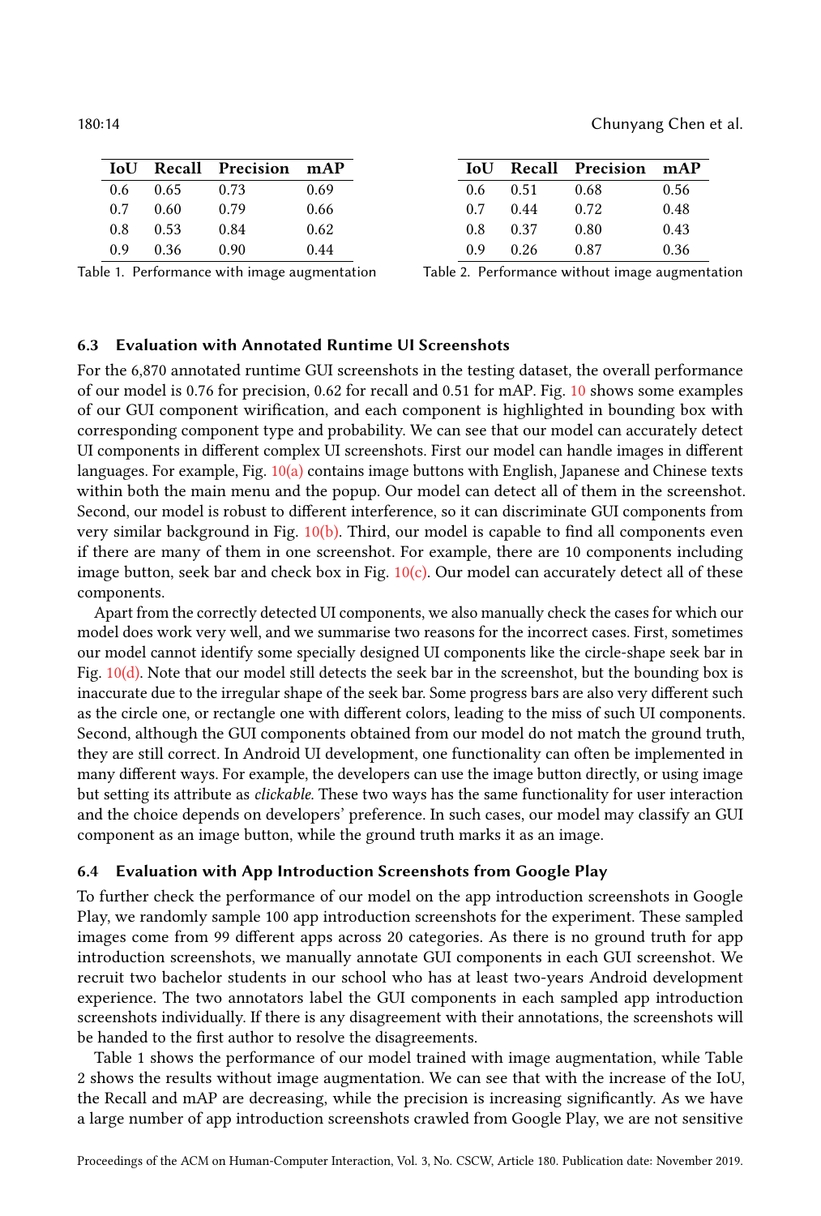| IoU | Recall | Precision | mAP |
| --- | --- | --- | --- |
| 0.6 | 0.65 | 0.73 | 0.69 |
| 0.7 | 0.60 | 0.79 | 0.66 |
| 0.8 | 0.53 | 0.84 | 0.62 |
| 0.9 | 0.36 | 0.90 | 0.44 |

Table 1. Performance with image augmentation

| IoU | Recall | Precision | mAP |
| --- | --- | --- | --- |
| 0.6 | 0.51 | 0.68 | 0.56 |
| 0.7 | 0.44 | 0.72 | 0.48 |
| 0.8 | 0.37 | 0.80 | 0.43 |
| 0.9 | 0.26 | 0.87 | 0.36 |

Table 2. Performance without image augmentation

### 6.3 Evaluation with Annotated Runtime UI Screenshots

For the 6,870 annotated runtime GUI screenshots in the testing dataset, the overall performance of our model is 0.76 for precision, 0.62 for recall and 0.51 for mAP. Fig. 10 shows some examples of our GUI component wirification, and each component is highlighted in bounding box with corresponding component type and probability. We can see that our model can accurately detect UI components in different complex UI screenshots. First our model can handle images in different languages. For example, Fig. 10(a) contains image buttons with English, Japanese and Chinese texts within both the main menu and the popup. Our model can detect all of them in the screenshot. Second, our model is robust to different interference, so it can discriminate GUI components from very similar background in Fig. 10(b). Third, our model is capable to find all components even if there are many of them in one screenshot. For example, there are 10 components including image button, seek bar and check box in Fig. 10(c). Our model can accurately detect all of these components.

Apart from the correctly detected UI components, we also manually check the cases for which our model does work very well, and we summarise two reasons for the incorrect cases. First, sometimes our model cannot identify some specially designed UI components like the circle-shape seek bar in Fig. 10(d). Note that our model still detects the seek bar in the screenshot, but the bounding box is inaccurate due to the irregular shape of the seek bar. Some progress bars are also very different such as the circle one, or rectangle one with different colors, leading to the miss of such UI components. Second, although the GUI components obtained from our model do not match the ground truth, they are still correct. In Android UI development, one functionality can often be implemented in many different ways. For example, the developers can use the image button directly, or using image but setting its attribute as *clickable*. These two ways has the same functionality for user interaction and the choice depends on developers' preference. In such cases, our model may classify an GUI component as an image button, while the ground truth marks it as an image.

### 6.4 Evaluation with App Introduction Screenshots from Google Play

To further check the performance of our model on the app introduction screenshots in Google Play, we randomly sample 100 app introduction screenshots for the experiment. These sampled images come from 99 different apps across 20 categories. As there is no ground truth for app introduction screenshots, we manually annotate GUI components in each GUI screenshot. We recruit two bachelor students in our school who has at least two-years Android development experience. The two annotators label the GUI components in each sampled app introduction screenshots individually. If there is any disagreement with their annotations, the screenshots will be handed to the first author to resolve the disagreements.

Table 1 shows the performance of our model trained with image augmentation, while Table 2 shows the results without image augmentation. We can see that with the increase of the IoU, the Recall and mAP are decreasing, while the precision is increasing significantly. As we have a large number of app introduction screenshots crawled from Google Play, we are not sensitive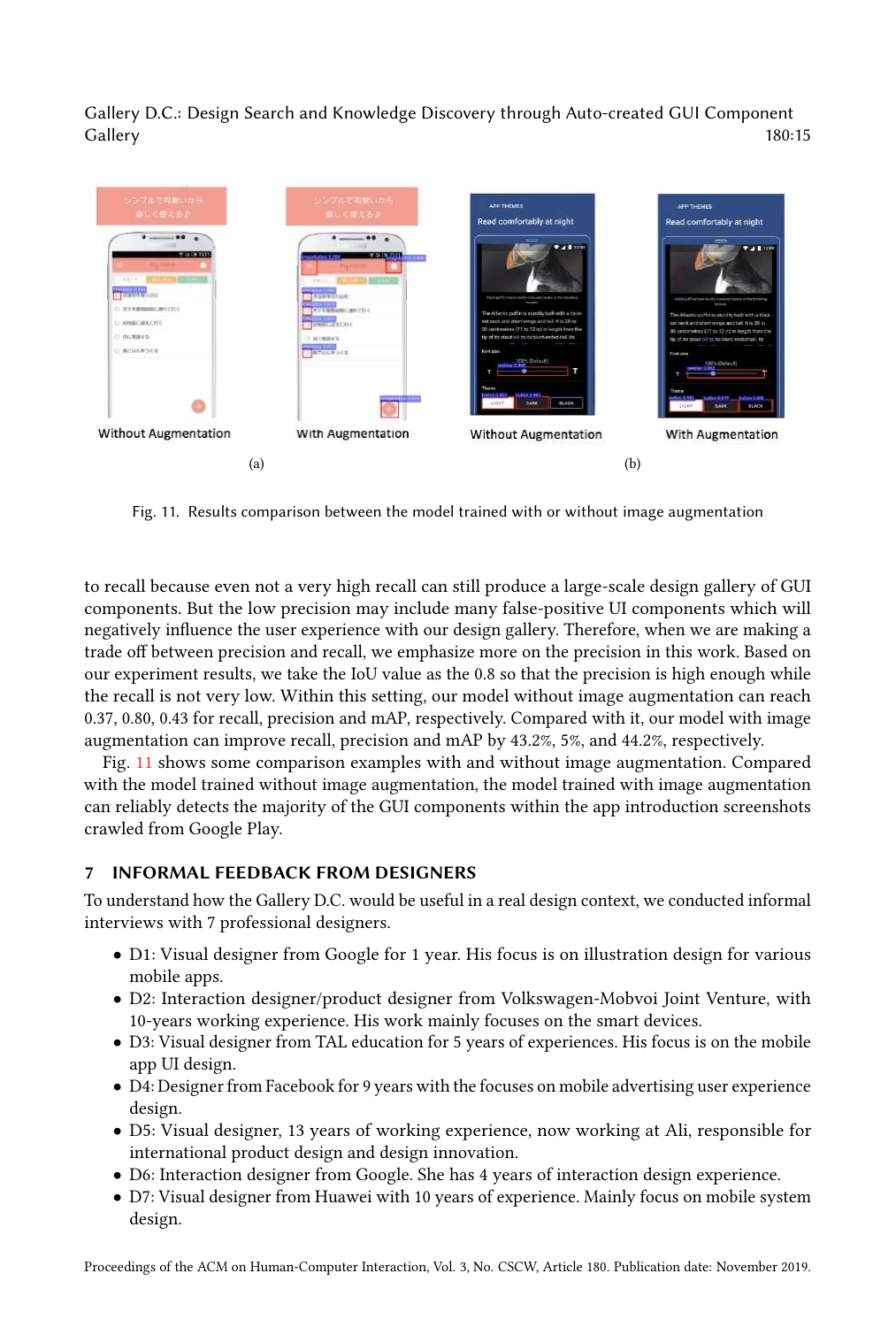Without Augmentation With Augmentation Without Augmentation With Augmentation

(a) (b)

Fig. 11. Results comparison between the model trained with or without image augmentation

to recall because even not a very high recall can still produce a large-scale design gallery of GUI components. But the low precision may include many false-positive UI components which will negatively influence the user experience with our design gallery. Therefore, when we are making a trade off between precision and recall, we emphasize more on the precision in this work. Based on our experiment results, we take the IoU value as the 0.8 so that the precision is high enough while the recall is not very low. Within this setting, our model without image augmentation can reach 0.37, 0.80, 0.43 for recall, precision and mAP, respectively. Compared with it, our model with image augmentation can improve recall, precision and mAP by 43.2%, 5%, and 44.2%, respectively.

Fig. 11 shows some comparison examples with and without image augmentation. Compared with the model trained without image augmentation, the model trained with image augmentation can reliably detects the majority of the GUI components within the app introduction screenshots crawled from Google Play.

## 7 INFORMAL FEEDBACK FROM DESIGNERS

To understand how the Gallery D.C. would be useful in a real design context, we conducted informal interviews with 7 professional designers.

- D1: Visual designer from Google for 1 year. His focus is on illustration design for various mobile apps.
- D2: Interaction designer/product designer from Volkswagen-Mobvoi Joint Venture, with 10-years working experience. His work mainly focuses on the smart devices.
- D3: Visual designer from TAL education for 5 years of experiences. His focus is on the mobile app UI design.
- D4: Designer from Facebook for 9 years with the focuses on mobile advertising user experience design.
- D5: Visual designer, 13 years of working experience, now working at Ali, responsible for international product design and design innovation.
- D6: Interaction designer from Google. She has 4 years of interaction design experience.
- D7: Visual designer from Huawei with 10 years of experience. Mainly focus on mobile system design.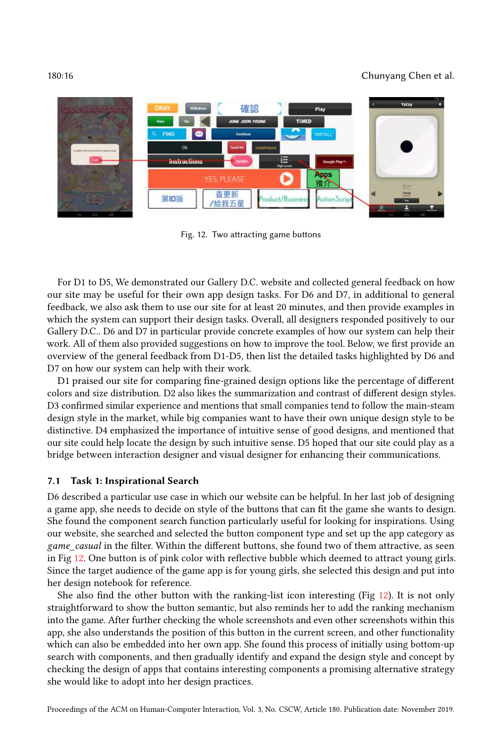Fig. 12. Two attracting game buttons

For D1 to D5, We demonstrated our Gallery D.C. website and collected general feedback on how our site may be useful for their own app design tasks. For D6 and D7, in additional to general feedback, we also ask them to use our site for at least 20 minutes, and then provide examples in which the system can support their design tasks. Overall, all designers responded positively to our Gallery D.C.. D6 and D7 in particular provide concrete examples of how our system can help their work. All of them also provided suggestions on how to improve the tool. Below, we first provide an overview of the general feedback from D1-D5, then list the detailed tasks highlighted by D6 and D7 on how our system can help with their work.

D1 praised our site for comparing fine-grained design options like the percentage of different colors and size distribution. D2 also likes the summarization and contrast of different design styles. D3 confirmed similar experience and mentions that small companies tend to follow the main-steam design style in the market, while big companies want to have their own unique design style to be distinctive. D4 emphasized the importance of intuitive sense of good designs, and mentioned that our site could help locate the design by such intuitive sense. D5 hoped that our site could play as a bridge between interaction designer and visual designer for enhancing their communications.

### 7.1 Task 1: Inspirational Search

D6 described a particular use case in which our website can be helpful. In her last job of designing a game app, she needs to decide on style of the buttons that can fit the game she wants to design. She found the component search function particularly useful for looking for inspirations. Using our website, she searched and selected the button component type and set up the app category as *game_casual* in the filter. Within the different buttons, she found two of them attractive, as seen in Fig 12. One button is of pink color with reflective bubble which deemed to attract young girls. Since the target audience of the game app is for young girls, she selected this design and put into her design notebook for reference.

She also find the other button with the ranking-list icon interesting (Fig 12). It is not only straightforward to show the button semantic, but also reminds her to add the ranking mechanism into the game. After further checking the whole screenshots and even other screenshots within this app, she also understands the position of this button in the current screen, and other functionality which can also be embedded into her own app. She found this process of initially using bottom-up search with components, and then gradually identify and expand the design style and concept by checking the design of apps that contains interesting components a promising alternative strategy she would like to adopt into her design practices.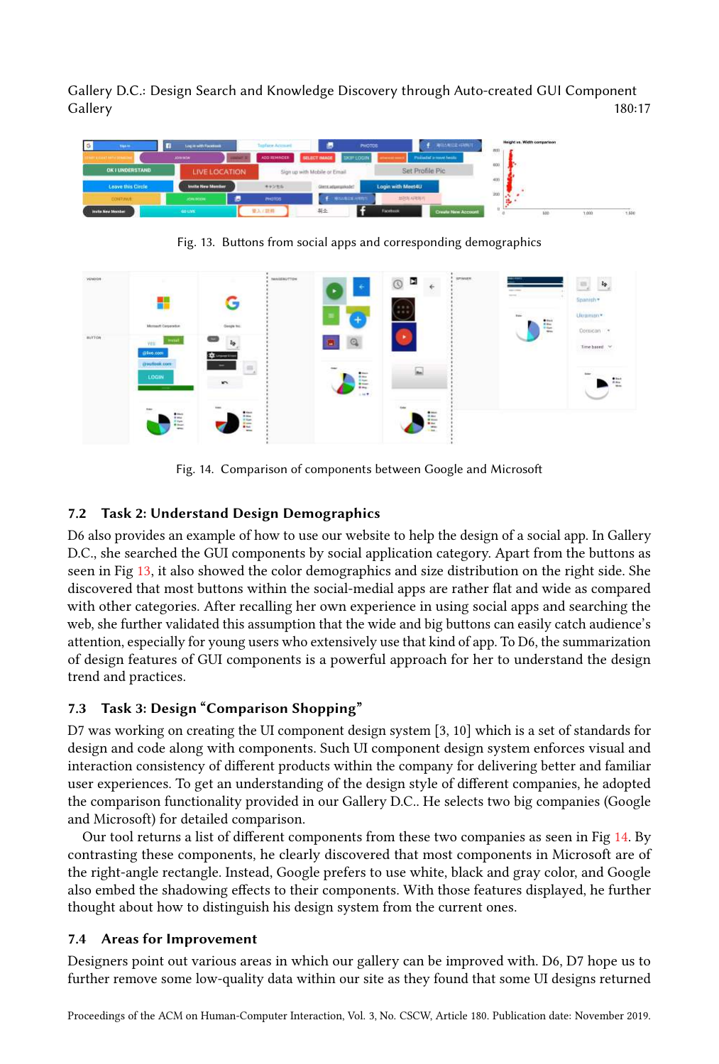Fig. 13. Buttons from social apps and corresponding demographics

Fig. 14. Comparison of components between Google and Microsoft

### 7.2 Task 2: Understand Design Demographics

D6 also provides an example of how to use our website to help the design of a social app. In Gallery D.C., she searched the GUI components by social application category. Apart from the buttons as seen in Fig 13, it also showed the color demographics and size distribution on the right side. She discovered that most buttons within the social-medial apps are rather flat and wide as compared with other categories. After recalling her own experience in using social apps and searching the web, she further validated this assumption that the wide and big buttons can easily catch audience's attention, especially for young users who extensively use that kind of app. To D6, the summarization of design features of GUI components is a powerful approach for her to understand the design trend and practices.

### 7.3 Task 3: Design "Comparison Shopping"

D7 was working on creating the UI component design system [3, 10] which is a set of standards for design and code along with components. Such UI component design system enforces visual and interaction consistency of different products within the company for delivering better and familiar user experiences. To get an understanding of the design style of different companies, he adopted the comparison functionality provided in our Gallery D.C.. He selects two big companies (Google and Microsoft) for detailed comparison.

Our tool returns a list of different components from these two companies as seen in Fig 14. By contrasting these components, he clearly discovered that most components in Microsoft are of the right-angle rectangle. Instead, Google prefers to use white, black and gray color, and Google also embed the shadowing effects to their components. With those features displayed, he further thought about how to distinguish his design system from the current ones.

### 7.4 Areas for Improvement

Designers point out various areas in which our gallery can be improved with. D6, D7 hope us to further remove some low-quality data within our site as they found that some UI designs returned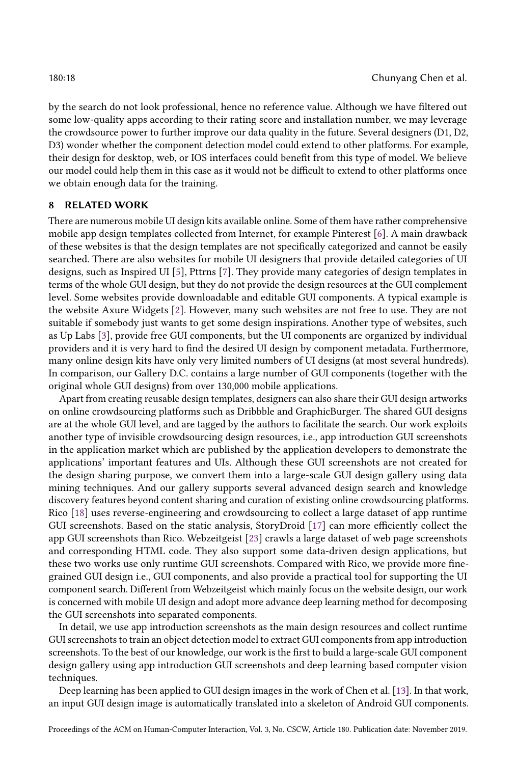by the search do not look professional, hence no reference value. Although we have filtered out some low-quality apps according to their rating score and installation number, we may leverage the crowdsource power to further improve our data quality in the future. Several designers (D1, D2, D3) wonder whether the component detection model could extend to other platforms. For example, their design for desktop, web, or IOS interfaces could benefit from this type of model. We believe our model could help them in this case as it would not be difficult to extend to other platforms once we obtain enough data for the training.

## 8 RELATED WORK

There are numerous mobile UI design kits available online. Some of them have rather comprehensive mobile app design templates collected from Internet, for example Pinterest [6]. A main drawback of these websites is that the design templates are not specifically categorized and cannot be easily searched. There are also websites for mobile UI designers that provide detailed categories of UI designs, such as Inspired UI [5], Pttrns [7]. They provide many categories of design templates in terms of the whole GUI design, but they do not provide the design resources at the GUI complement level. Some websites provide downloadable and editable GUI components. A typical example is the website Axure Widgets [2]. However, many such websites are not free to use. They are not suitable if somebody just wants to get some design inspirations. Another type of websites, such as Up Labs [3], provide free GUI components, but the UI components are organized by individual providers and it is very hard to find the desired UI design by component metadata. Furthermore, many online design kits have only very limited numbers of UI designs (at most several hundreds). In comparison, our Gallery D.C. contains a large number of GUI components (together with the original whole GUI designs) from over 130,000 mobile applications.

Apart from creating reusable design templates, designers can also share their GUI design artworks on online crowdsourcing platforms such as Dribbble and GraphicBurger. The shared GUI designs are at the whole GUI level, and are tagged by the authors to facilitate the search. Our work exploits another type of invisible crowdsourcing design resources, i.e., app introduction GUI screenshots in the application market which are published by the application developers to demonstrate the applications' important features and UIs. Although these GUI screenshots are not created for the design sharing purpose, we convert them into a large-scale GUI design gallery using data mining techniques. And our gallery supports several advanced design search and knowledge discovery features beyond content sharing and curation of existing online crowdsourcing platforms. Rico [18] uses reverse-engineering and crowdsourcing to collect a large dataset of app runtime GUI screenshots. Based on the static analysis, StoryDroid [17] can more efficiently collect the app GUI screenshots than Rico. Webzeitgeist [23] crawls a large dataset of web page screenshots and corresponding HTML code. They also support some data-driven design applications, but these two works use only runtime GUI screenshots. Compared with Rico, we provide more fine-grained GUI design i.e., GUI components, and also provide a practical tool for supporting the UI component search. Different from Webzeitgeist which mainly focus on the website design, our work is concerned with mobile UI design and adopt more advance deep learning method for decomposing the GUI screenshots into separated components.

In detail, we use app introduction screenshots as the main design resources and collect runtime GUI screenshots to train an object detection model to extract GUI components from app introduction screenshots. To the best of our knowledge, our work is the first to build a large-scale GUI component design gallery using app introduction GUI screenshots and deep learning based computer vision techniques.

Deep learning has been applied to GUI design images in the work of Chen et al. [13]. In that work, an input GUI design image is automatically translated into a skeleton of Android GUI components.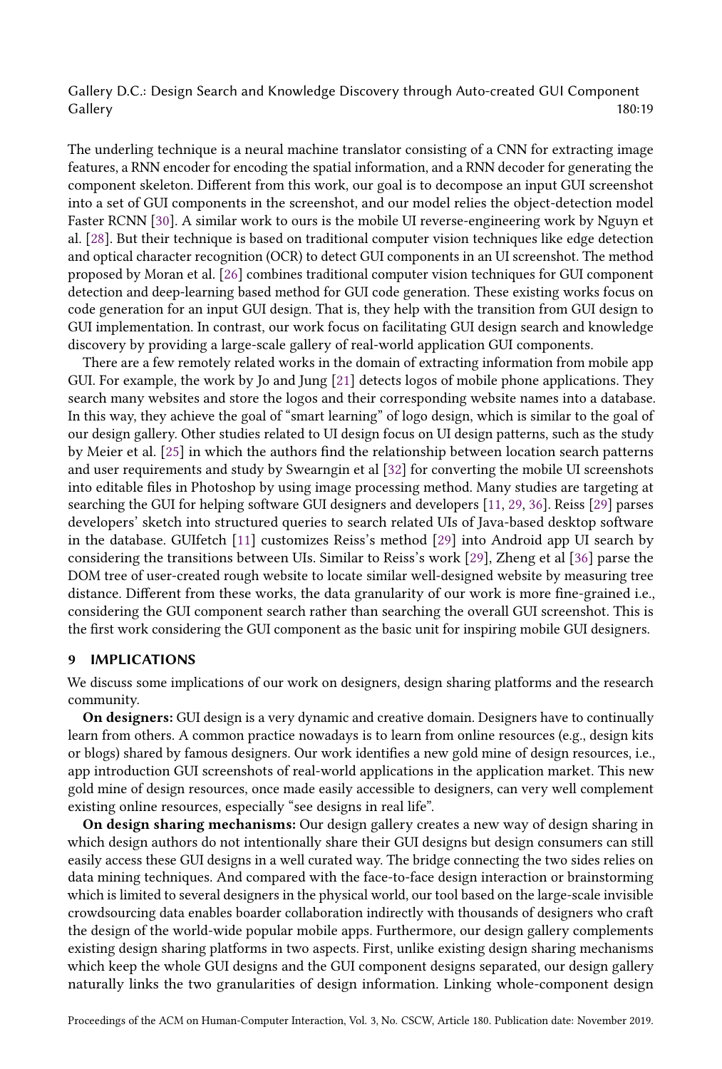The underling technique is a neural machine translator consisting of a CNN for extracting image features, a RNN encoder for encoding the spatial information, and a RNN decoder for generating the component skeleton. Different from this work, our goal is to decompose an input GUI screenshot into a set of GUI components in the screenshot, and our model relies the object-detection model Faster RCNN [30]. A similar work to ours is the mobile UI reverse-engineering work by Nguyn et al. [28]. But their technique is based on traditional computer vision techniques like edge detection and optical character recognition (OCR) to detect GUI components in an UI screenshot. The method proposed by Moran et al. [26] combines traditional computer vision techniques for GUI component detection and deep-learning based method for GUI code generation. These existing works focus on code generation for an input GUI design. That is, they help with the transition from GUI design to GUI implementation. In contrast, our work focus on facilitating GUI design search and knowledge discovery by providing a large-scale gallery of real-world application GUI components.

There are a few remotely related works in the domain of extracting information from mobile app GUI. For example, the work by Jo and Jung [21] detects logos of mobile phone applications. They search many websites and store the logos and their corresponding website names into a database. In this way, they achieve the goal of "smart learning" of logo design, which is similar to the goal of our design gallery. Other studies related to UI design focus on UI design patterns, such as the study by Meier et al. [25] in which the authors find the relationship between location search patterns and user requirements and study by Swearngin et al [32] for converting the mobile UI screenshots into editable files in Photoshop by using image processing method. Many studies are targeting at searching the GUI for helping software GUI designers and developers [11, 29, 36]. Reiss [29] parses developers' sketch into structured queries to search related UIs of Java-based desktop software in the database. GUIfetch [11] customizes Reiss's method [29] into Android app UI search by considering the transitions between UIs. Similar to Reiss's work [29], Zheng et al [36] parse the DOM tree of user-created rough website to locate similar well-designed website by measuring tree distance. Different from these works, the data granularity of our work is more fine-grained i.e., considering the GUI component search rather than searching the overall GUI screenshot. This is the first work considering the GUI component as the basic unit for inspiring mobile GUI designers.

## 9 IMPLICATIONS

We discuss some implications of our work on designers, design sharing platforms and the research community.

**On designers:** GUI design is a very dynamic and creative domain. Designers have to continually learn from others. A common practice nowadays is to learn from online resources (e.g., design kits or blogs) shared by famous designers. Our work identifies a new gold mine of design resources, i.e., app introduction GUI screenshots of real-world applications in the application market. This new gold mine of design resources, once made easily accessible to designers, can very well complement existing online resources, especially "see designs in real life".

**On design sharing mechanisms:** Our design gallery creates a new way of design sharing in which design authors do not intentionally share their GUI designs but design consumers can still easily access these GUI designs in a well curated way. The bridge connecting the two sides relies on data mining techniques. And compared with the face-to-face design interaction or brainstorming which is limited to several designers in the physical world, our tool based on the large-scale invisible crowdsourcing data enables boarder collaboration indirectly with thousands of designers who craft the design of the world-wide popular mobile apps. Furthermore, our design gallery complements existing design sharing platforms in two aspects. First, unlike existing design sharing mechanisms which keep the whole GUI designs and the GUI component designs separated, our design gallery naturally links the two granularities of design information. Linking whole-component design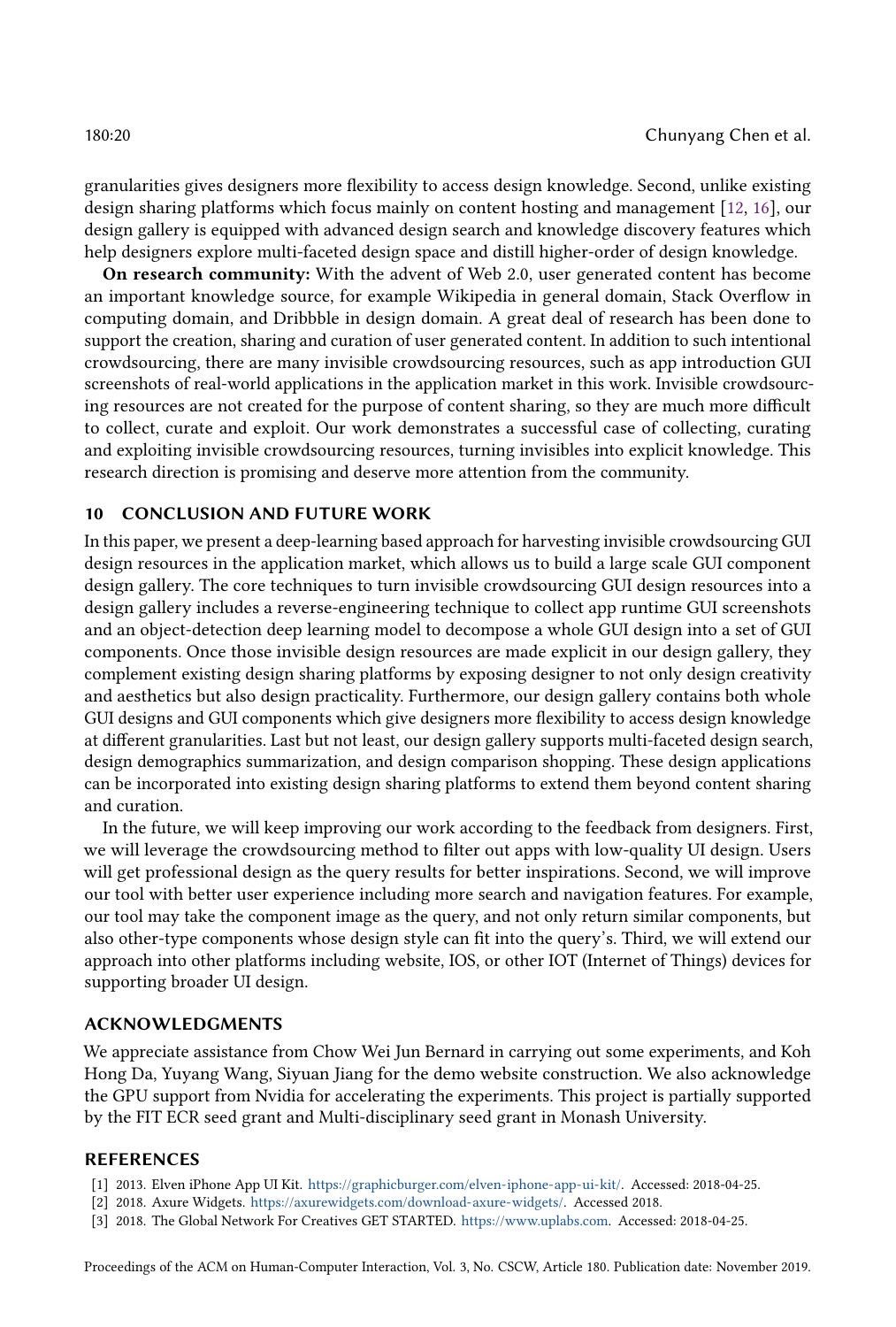granularities gives designers more flexibility to access design knowledge. Second, unlike existing design sharing platforms which focus mainly on content hosting and management [12, 16], our design gallery is equipped with advanced design search and knowledge discovery features which help designers explore multi-faceted design space and distill higher-order of design knowledge.

**On research community:** With the advent of Web 2.0, user generated content has become an important knowledge source, for example Wikipedia in general domain, Stack Overflow in computing domain, and Dribbble in design domain. A great deal of research has been done to support the creation, sharing and curation of user generated content. In addition to such intentional crowdsourcing, there are many invisible crowdsourcing resources, such as app introduction GUI screenshots of real-world applications in the application market in this work. Invisible crowdsourcing resources are not created for the purpose of content sharing, so they are much more difficult to collect, curate and exploit. Our work demonstrates a successful case of collecting, curating and exploiting invisible crowdsourcing resources, turning invisibles into explicit knowledge. This research direction is promising and deserve more attention from the community.

## 10 CONCLUSION AND FUTURE WORK

In this paper, we present a deep-learning based approach for harvesting invisible crowdsourcing GUI design resources in the application market, which allows us to build a large scale GUI component design gallery. The core techniques to turn invisible crowdsourcing GUI design resources into a design gallery includes a reverse-engineering technique to collect app runtime GUI screenshots and an object-detection deep learning model to decompose a whole GUI design into a set of GUI components. Once those invisible design resources are made explicit in our design gallery, they complement existing design sharing platforms by exposing designer to not only design creativity and aesthetics but also design practicality. Furthermore, our design gallery contains both whole GUI designs and GUI components which give designers more flexibility to access design knowledge at different granularities. Last but not least, our design gallery supports multi-faceted design search, design demographics summarization, and design comparison shopping. These design applications can be incorporated into existing design sharing platforms to extend them beyond content sharing and curation.

In the future, we will keep improving our work according to the feedback from designers. First, we will leverage the crowdsourcing method to filter out apps with low-quality UI design. Users will get professional design as the query results for better inspirations. Second, we will improve our tool with better user experience including more search and navigation features. For example, our tool may take the component image as the query, and not only return similar components, but also other-type components whose design style can fit into the query's. Third, we will extend our approach into other platforms including website, IOS, or other IOT (Internet of Things) devices for supporting broader UI design.

## ACKNOWLEDGMENTS

We appreciate assistance from Chow Wei Jun Bernard in carrying out some experiments, and Koh Hong Da, Yuyang Wang, Siyuan Jiang for the demo website construction. We also acknowledge the GPU support from Nvidia for accelerating the experiments. This project is partially supported by the FIT ECR seed grant and Multi-disciplinary seed grant in Monash University.

## REFERENCES

[1] 2013. Elven iPhone App UI Kit. https://graphicburger.com/elven-iphone-app-ui-kit/. Accessed: 2018-04-25.

[2] 2018. Axure Widgets. https://axurewidgets.com/download-axure-widgets/. Accessed 2018.

[3] 2018. The Global Network For Creatives GET STARTED. https://www.uplabs.com. Accessed: 2018-04-25.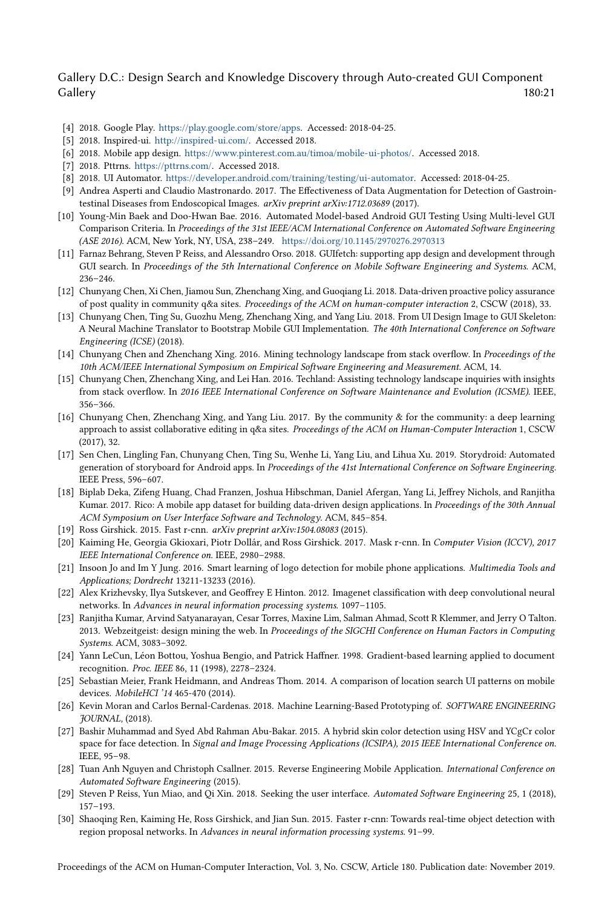[4] 2018. Google Play. https://play.google.com/store/apps. Accessed: 2018-04-25.

[5] 2018. Inspired-ui. http://inspired-ui.com/. Accessed 2018.

[6] 2018. Mobile app design. https://www.pinterest.com.au/timoa/mobile-ui-photos/. Accessed 2018.

[7] 2018. Pttrns. https://pttrns.com/. Accessed 2018.

[8] 2018. UI Automator. https://developer.android.com/training/testing/ui-automator. Accessed: 2018-04-25.

[9] Andrea Asperti and Claudio Mastronardo. 2017. The Effectiveness of Data Augmentation for Detection of Gastrointestinal Diseases from Endoscopical Images. *arXiv preprint arXiv:1712.03689* (2017).

[10] Young-Min Baek and Doo-Hwan Bae. 2016. Automated Model-based Android GUI Testing Using Multi-level GUI Comparison Criteria. In *Proceedings of the 31st IEEE/ACM International Conference on Automated Software Engineering (ASE 2016)*. ACM, New York, NY, USA, 238–249. https://doi.org/10.1145/2970276.2970313

[11] Farnaz Behrang, Steven P Reiss, and Alessandro Orso. 2018. GUIfetch: supporting app design and development through GUI search. In *Proceedings of the 5th International Conference on Mobile Software Engineering and Systems*. ACM, 236–246.

[12] Chunyang Chen, Xi Chen, Jiamou Sun, Zhenchang Xing, and Guoqiang Li. 2018. Data-driven proactive policy assurance of post quality in community q&a sites. *Proceedings of the ACM on human-computer interaction* 2, CSCW (2018), 33.

[13] Chunyang Chen, Ting Su, Guozhu Meng, Zhenchang Xing, and Yang Liu. 2018. From UI Design Image to GUI Skeleton: A Neural Machine Translator to Bootstrap Mobile GUI Implementation. *The 40th International Conference on Software Engineering (ICSE)* (2018).

[14] Chunyang Chen and Zhenchang Xing. 2016. Mining technology landscape from stack overflow. In *Proceedings of the 10th ACM/IEEE International Symposium on Empirical Software Engineering and Measurement*. ACM, 14.

[15] Chunyang Chen, Zhenchang Xing, and Lei Han. 2016. Techland: Assisting technology landscape inquiries with insights from stack overflow. In *2016 IEEE International Conference on Software Maintenance and Evolution (ICSME)*. IEEE, 356–366.

[16] Chunyang Chen, Zhenchang Xing, and Yang Liu. 2017. By the community & for the community: a deep learning approach to assist collaborative editing in q&a sites. *Proceedings of the ACM on Human-Computer Interaction* 1, CSCW (2017), 32.

[17] Sen Chen, Lingling Fan, Chunyang Chen, Ting Su, Wenhe Li, Yang Liu, and Lihua Xu. 2019. Storydroid: Automated generation of storyboard for Android apps. In *Proceedings of the 41st International Conference on Software Engineering*. IEEE Press, 596–607.

[18] Biplab Deka, Zifeng Huang, Chad Franzen, Joshua Hibschman, Daniel Afergan, Yang Li, Jeffrey Nichols, and Ranjitha Kumar. 2017. Rico: A mobile app dataset for building data-driven design applications. In *Proceedings of the 30th Annual ACM Symposium on User Interface Software and Technology*. ACM, 845–854.

[19] Ross Girshick. 2015. Fast r-cnn. *arXiv preprint arXiv:1504.08083* (2015).

[20] Kaiming He, Georgia Gkioxari, Piotr Dollár, and Ross Girshick. 2017. Mask r-cnn. In *Computer Vision (ICCV), 2017 IEEE International Conference on*. IEEE, 2980–2988.

[21] Insoon Jo and Im Y Jung. 2016. Smart learning of logo detection for mobile phone applications. *Multimedia Tools and Applications; Dordrecht* 13211-13233 (2016).

[22] Alex Krizhevsky, Ilya Sutskever, and Geoffrey E Hinton. 2012. Imagenet classification with deep convolutional neural networks. In *Advances in neural information processing systems*. 1097–1105.

[23] Ranjitha Kumar, Arvind Satyanarayan, Cesar Torres, Maxine Lim, Salman Ahmad, Scott R Klemmer, and Jerry O Talton. 2013. Webzeitgeist: design mining the web. In *Proceedings of the SIGCHI Conference on Human Factors in Computing Systems*. ACM, 3083–3092.

[24] Yann LeCun, Léon Bottou, Yoshua Bengio, and Patrick Haffner. 1998. Gradient-based learning applied to document recognition. *Proc. IEEE* 86, 11 (1998), 2278–2324.

[25] Sebastian Meier, Frank Heidmann, and Andreas Thom. 2014. A comparison of location search UI patterns on mobile devices. *MobileHCI '14* 465-470 (2014).

[26] Kevin Moran and Carlos Bernal-Cardenas. 2018. Machine Learning-Based Prototyping of. *SOFTWARE ENGINEERING JOURNAL*, (2018).

[27] Bashir Muhammad and Syed Abd Rahman Abu-Bakar. 2015. A hybrid skin color detection using HSV and YCgCr color space for face detection. In *Signal and Image Processing Applications (ICSIPA), 2015 IEEE International Conference on*. IEEE, 95–98.

[28] Tuan Anh Nguyen and Christoph Csallner. 2015. Reverse Engineering Mobile Application. *International Conference on Automated Software Engineering* (2015).

[29] Steven P Reiss, Yun Miao, and Qi Xin. 2018. Seeking the user interface. *Automated Software Engineering* 25, 1 (2018), 157–193.

[30] Shaoqing Ren, Kaiming He, Ross Girshick, and Jian Sun. 2015. Faster r-cnn: Towards real-time object detection with region proposal networks. In *Advances in neural information processing systems*. 91–99.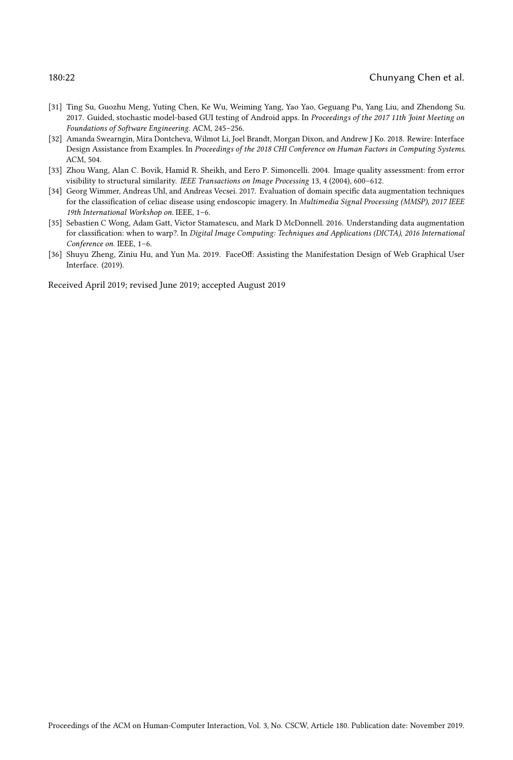[31] Ting Su, Guozhu Meng, Yuting Chen, Ke Wu, Weiming Yang, Yao Yao, Geguang Pu, Yang Liu, and Zhendong Su. 2017. Guided, stochastic model-based GUI testing of Android apps. In *Proceedings of the 2017 11th Joint Meeting on Foundations of Software Engineering*. ACM, 245–256.

[32] Amanda Swearngin, Mira Dontcheva, Wilmot Li, Joel Brandt, Morgan Dixon, and Andrew J Ko. 2018. Rewire: Interface Design Assistance from Examples. In *Proceedings of the 2018 CHI Conference on Human Factors in Computing Systems*. ACM, 504.

[33] Zhou Wang, Alan C. Bovik, Hamid R. Sheikh, and Eero P. Simoncelli. 2004. Image quality assessment: from error visibility to structural similarity. *IEEE Transactions on Image Processing* 13, 4 (2004), 600–612.

[34] Georg Wimmer, Andreas Uhl, and Andreas Vecsei. 2017. Evaluation of domain specific data augmentation techniques for the classification of celiac disease using endoscopic imagery. In *Multimedia Signal Processing (MMSP), 2017 IEEE 19th International Workshop on*. IEEE, 1–6.

[35] Sebastien C Wong, Adam Gatt, Victor Stamatescu, and Mark D McDonnell. 2016. Understanding data augmentation for classification: when to warp?. In *Digital Image Computing: Techniques and Applications (DICTA), 2016 International Conference on*. IEEE, 1–6.

[36] Shuyu Zheng, Ziniu Hu, and Yun Ma. 2019. FaceOff: Assisting the Manifestation Design of Web Graphical User Interface. (2019).

Received April 2019; revised June 2019; accepted August 2019